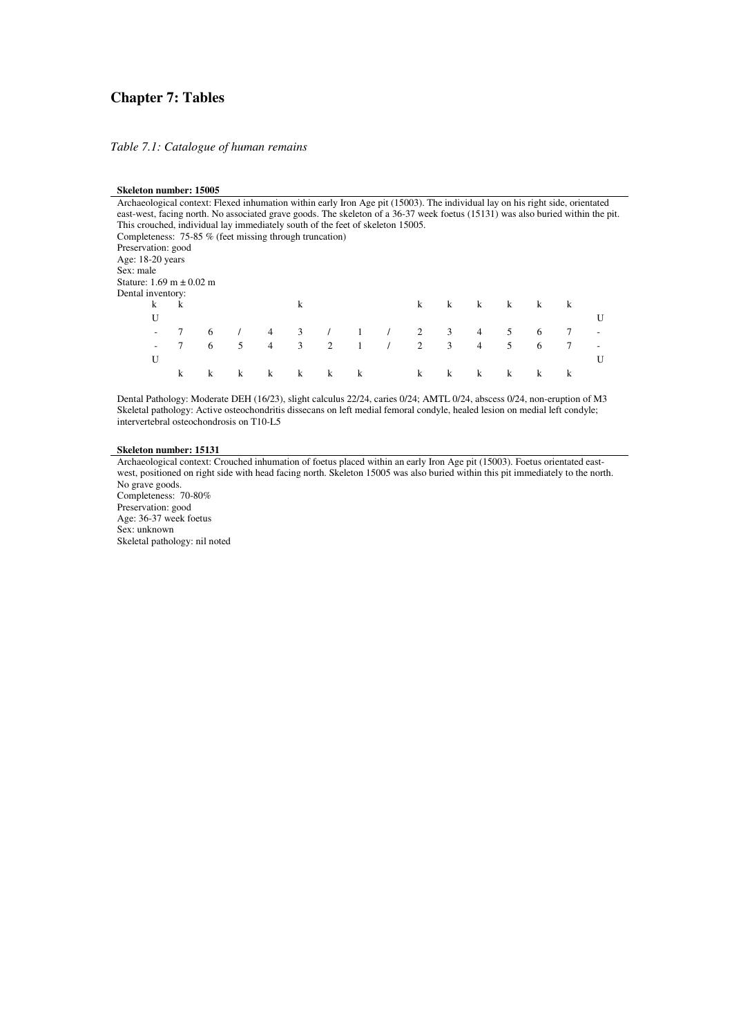# Chapter 7: Tables

*Table 7.1: Catalogue of human remains*

**Skeleton number: 15005**

Archaeological context: Flexed inhumation within early Iron Age pit (15003). The individual lay on his right side, orientated east-west, facing north. No associated grave goods. The skeleton of a 36-37 week foetus (15131) was also buried within the pit. This crouched, individual lay immediately south of the feet of skeleton 15005.

Completeness: 75-85 % (feet missing through truncation)

Preservation: good

Age: 18-20 years

Sex: male

Stature: 1.69 m ± 0.02 m

Dental inventory:

| k | k | | | | k | | | | k | k | k | k | k | k | |
|---|---|---|---|---|---|---|---|---|---|---|---|---|---|---|---|
| U | | | | | | | | | | | | | | | U |
| - | 7 | 6 | / | 4 | 3 | / | 1 | / | 2 | 3 | 4 | 5 | 6 | 7 | - |
| - | 7 | 6 | 5 | 4 | 3 | 2 | 1 | / | 2 | 3 | 4 | 5 | 6 | 7 | - |
| U | | | | | | | | | | | | | | | U |
| | k | k | k | k | k | k | k | | k | k | k | k | k | k | |

Dental Pathology: Moderate DEH (16/23), slight calculus 22/24, caries 0/24; AMTL 0/24, abscess 0/24, non-eruption of M3

Skeletal pathology: Active osteochondritis dissecans on left medial femoral condyle, healed lesion on medial left condyle; intervertebral osteochondrosis on T10-L5

**Skeleton number: 15131**

Archaeological context: Crouched inhumation of foetus placed within an early Iron Age pit (15003). Foetus orientated east-west, positioned on right side with head facing north. Skeleton 15005 was also buried within this pit immediately to the north. No grave goods.

Completeness: 70-80%

Preservation: good

Age: 36-37 week foetus

Sex: unknown

Skeletal pathology: nil noted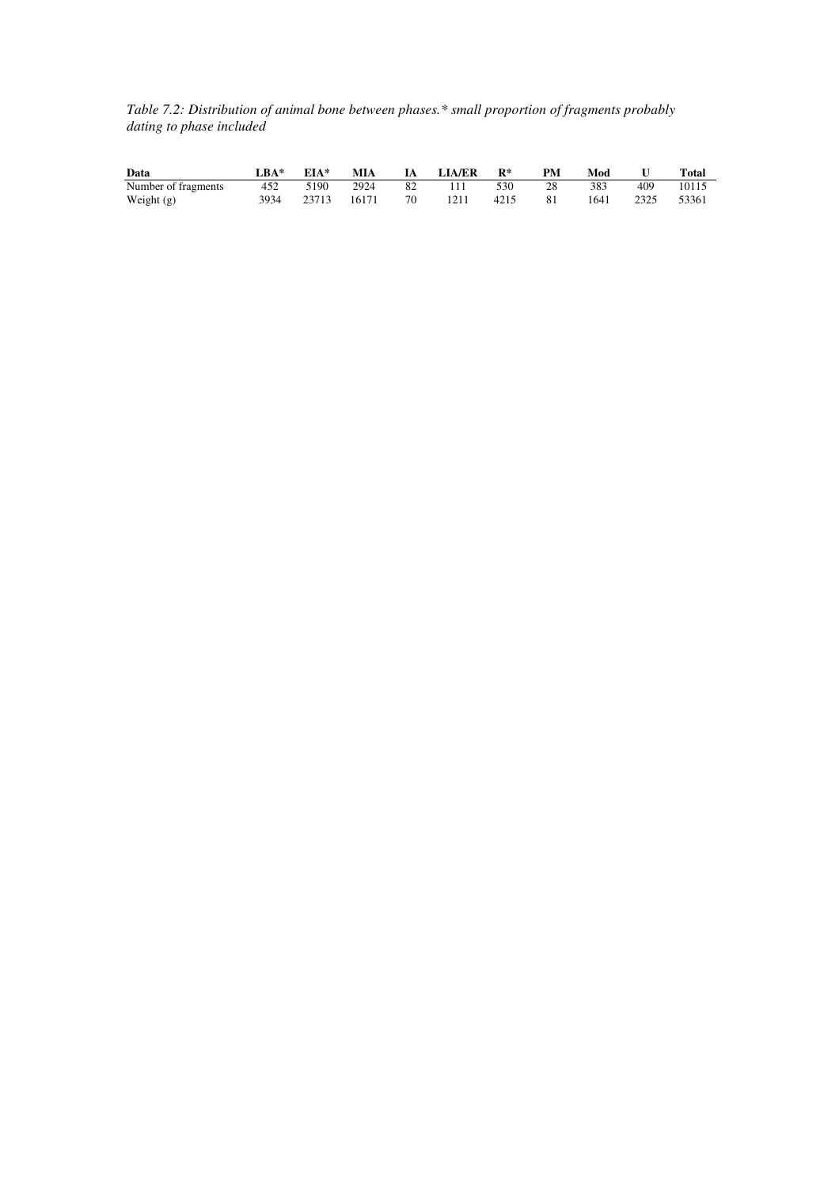*Table 7.2: Distribution of animal bone between phases.* small proportion of fragments probably dating to phase included*

| Data | LBA* | EIA* | MIA | IA | LIA/ER | R* | PM | Mod | U | Total |
|---|---|---|---|---|---|---|---|---|---|---|
| Number of fragments | 452 | 5190 | 2924 | 82 | 111 | 530 | 28 | 383 | 409 | 10115 |
| Weight (g) | 3934 | 23713 | 16171 | 70 | 1211 | 4215 | 81 | 1641 | 2325 | 53361 |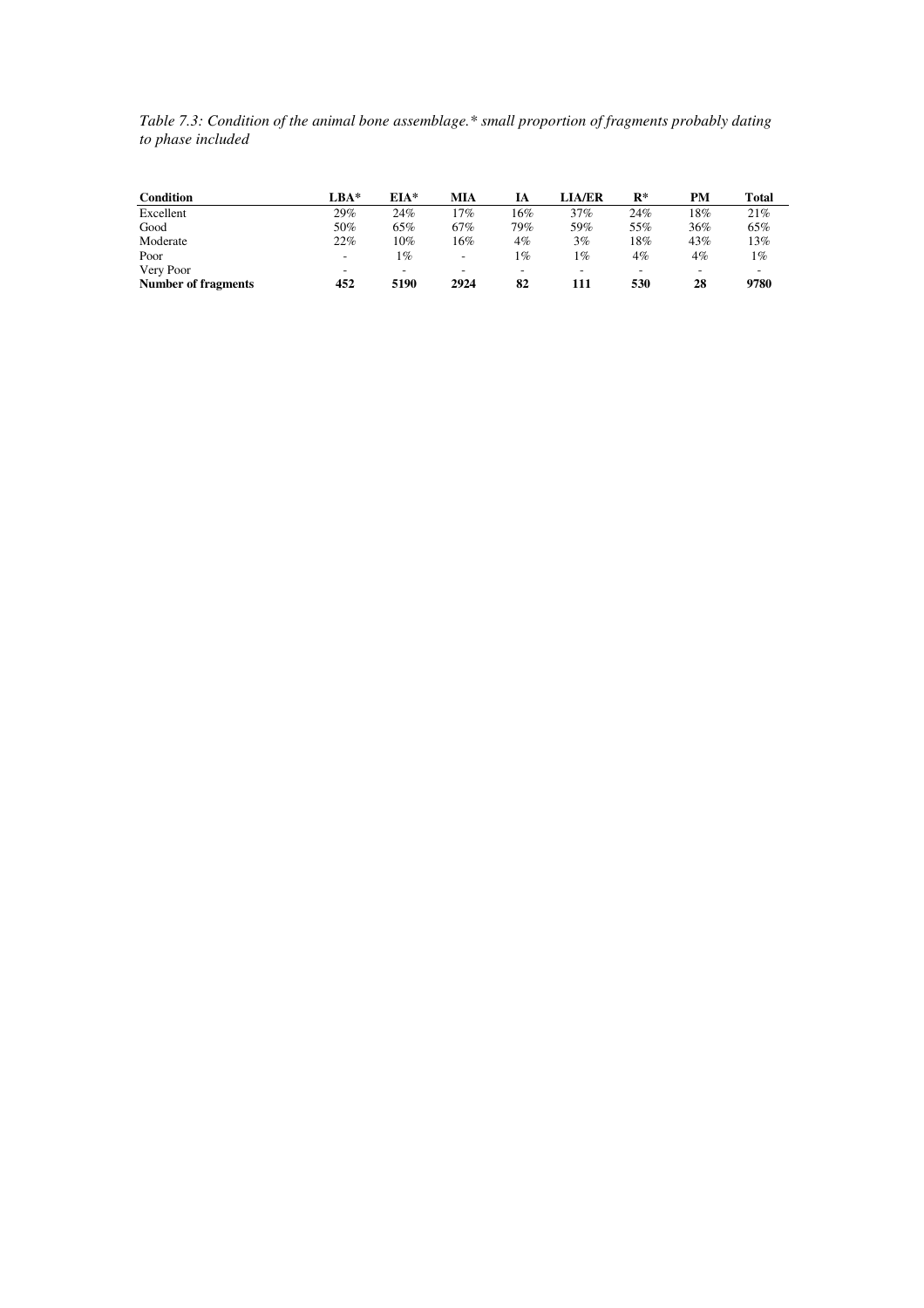*Table 7.3: Condition of the animal bone assemblage.* small proportion of fragments probably dating to phase included*

| Condition | LBA* | EIA* | MIA | IA | LIA/ER | R* | PM | Total |
|---|---|---|---|---|---|---|---|---|
| Excellent | 29% | 24% | 17% | 16% | 37% | 24% | 18% | 21% |
| Good | 50% | 65% | 67% | 79% | 59% | 55% | 36% | 65% |
| Moderate | 22% | 10% | 16% | 4% | 3% | 18% | 43% | 13% |
| Poor | - | 1% | - | 1% | 1% | 4% | 4% | 1% |
| Very Poor | - | - | - | - | - | - | - | - |
| **Number of fragments** | **452** | **5190** | **2924** | **82** | **111** | **530** | **28** | **9780** |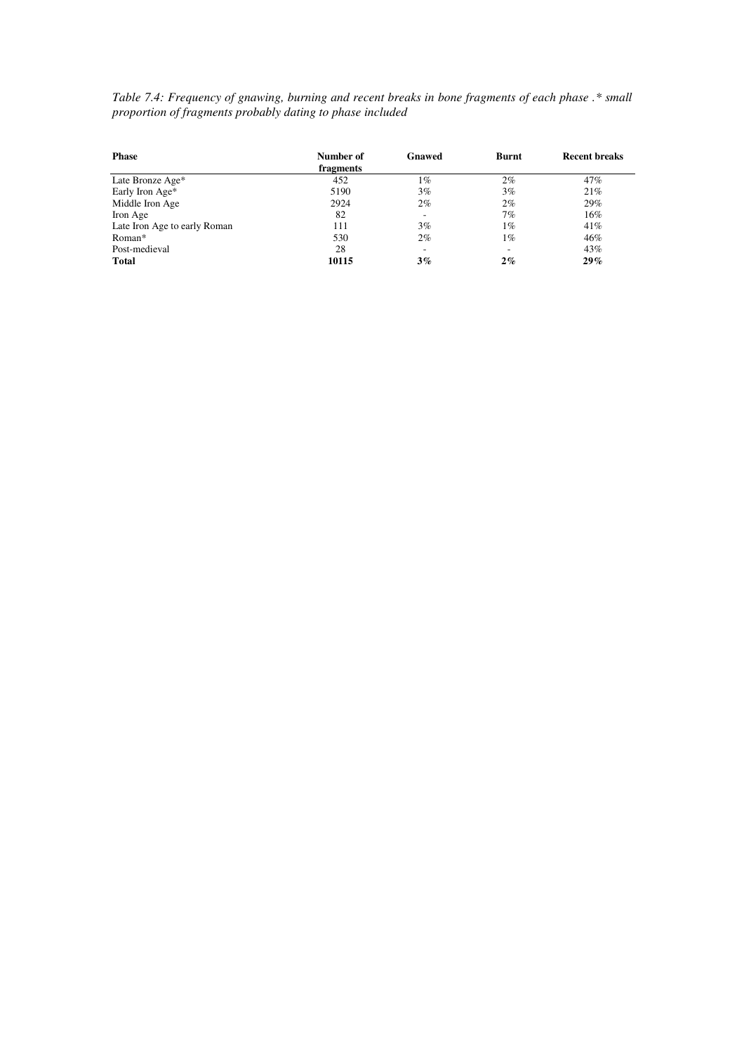*Table 7.4: Frequency of gnawing, burning and recent breaks in bone fragments of each phase .* small proportion of fragments probably dating to phase included*

| Phase | Number of fragments | Gnawed | Burnt | Recent breaks |
|---|---|---|---|---|
| Late Bronze Age* | 452 | 1% | 2% | 47% |
| Early Iron Age* | 5190 | 3% | 3% | 21% |
| Middle Iron Age | 2924 | 2% | 2% | 29% |
| Iron Age | 82 | - | 7% | 16% |
| Late Iron Age to early Roman | 111 | 3% | 1% | 41% |
| Roman* | 530 | 2% | 1% | 46% |
| Post-medieval | 28 | - | - | 43% |
| **Total** | **10115** | **3%** | **2%** | **29%** |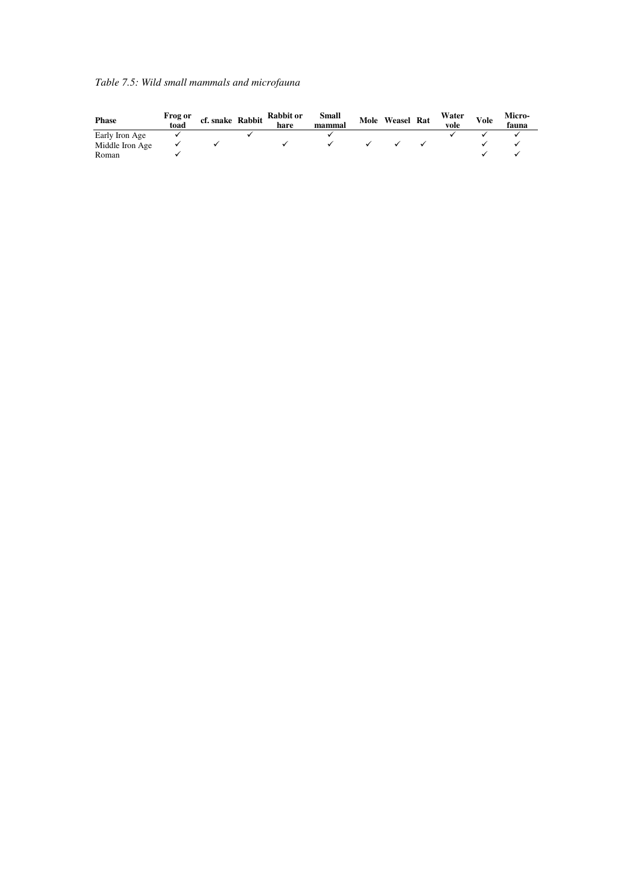*Table 7.5: Wild small mammals and microfauna*

| Phase | Frog or toad | cf. snake | Rabbit | Rabbit or hare | Small mammal | Mole | Weasel | Rat | Water vole | Vole | Micro-fauna |
|---|---|---|---|---|---|---|---|---|---|---|---|
| Early Iron Age | ✓ | | ✓ | | ✓ | | | | ✓ | ✓ | ✓ |
| Middle Iron Age | ✓ | ✓ | | ✓ | ✓ | ✓ | ✓ | ✓ | | ✓ | ✓ |
| Roman | ✓ | | | | | | | | | ✓ | ✓ |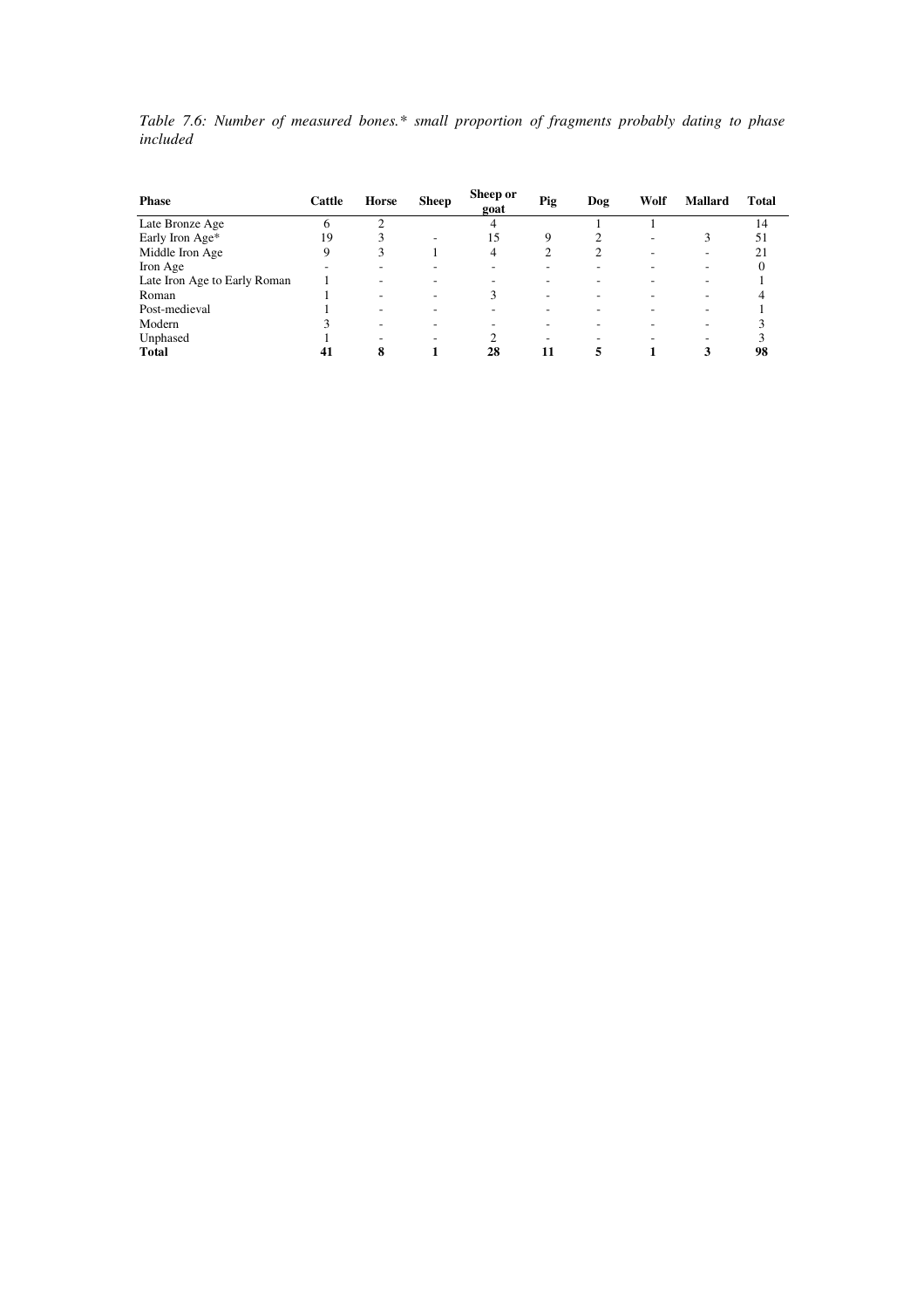*Table 7.6: Number of measured bones.\* small proportion of fragments probably dating to phase included*

| Phase | Cattle | Horse | Sheep | Sheep or goat | Pig | Dog | Wolf | Mallard | Total |
|---|---|---|---|---|---|---|---|---|---|
| Late Bronze Age | 6 | 2 | | 4 | | 1 | 1 | | 14 |
| Early Iron Age* | 19 | 3 | - | 15 | 9 | 2 | - | 3 | 51 |
| Middle Iron Age | 9 | 3 | 1 | 4 | 2 | 2 | - | - | 21 |
| Iron Age | - | - | - | - | - | - | - | - | 0 |
| Late Iron Age to Early Roman | 1 | - | - | - | - | - | - | - | 1 |
| Roman | 1 | - | - | 3 | - | - | - | - | 4 |
| Post-medieval | 1 | - | - | - | - | - | - | - | 1 |
| Modern | 3 | - | - | - | - | - | - | - | 3 |
| Unphased | 1 | - | - | 2 | - | - | - | - | 3 |
| **Total** | **41** | **8** | **1** | **28** | **11** | **5** | **1** | **3** | **98** |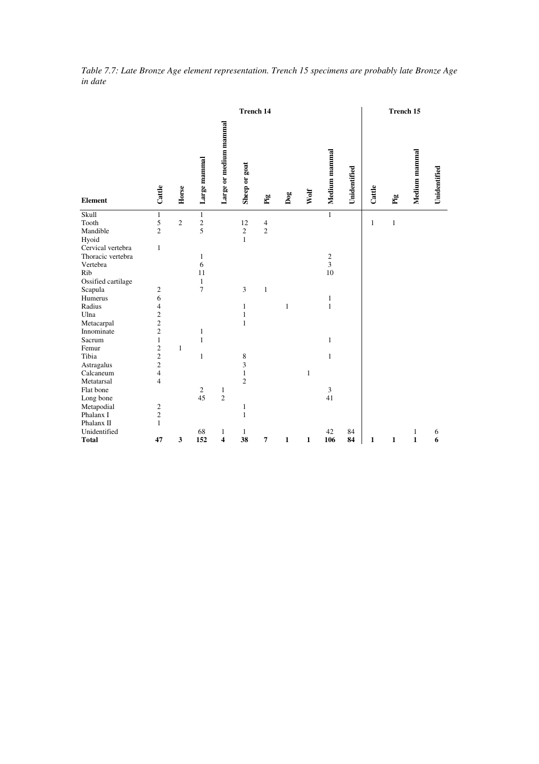*Table 7.7: Late Bronze Age element representation. Trench 15 specimens are probably late Bronze Age in date*

| | Trench 14 | | | | | | | | | | Trench 15 | | | |
|---|---|---|---|---|---|---|---|---|---|---|---|---|---|---|
| **Element** | **Cattle** | **Horse** | **Large mammal** | **Large or medium mammal** | **Sheep or goat** | **Pig** | **Dog** | **Wolf** | **Medium mammal** | **Unidentified** | **Cattle** | **Pig** | **Medium mammal** | **Unidentified** |
| Skull | 1 | | 1 | | | | | | 1 | | | | | |
| Tooth | 5 | 2 | 2 | | 12 | 4 | | | | | 1 | 1 | | |
| Mandible | 2 | | 5 | | 2 | 2 | | | | | | | | |
| Hyoid | | | | | 1 | | | | | | | | | |
| Cervical vertebra | 1 | | | | | | | | | | | | | |
| Thoracic vertebra | | | 1 | | | | | | 2 | | | | | |
| Vertebra | | | 6 | | | | | | 3 | | | | | |
| Rib | | | 11 | | | | | | 10 | | | | | |
| Ossified cartilage | | | 1 | | | | | | | | | | | |
| Scapula | 2 | | 7 | | 3 | 1 | | | | | | | | |
| Humerus | 6 | | | | | | | | 1 | | | | | |
| Radius | 4 | | | | 1 | | 1 | | 1 | | | | | |
| Ulna | 2 | | | | 1 | | | | | | | | | |
| Metacarpal | 2 | | | | 1 | | | | | | | | | |
| Innominate | 2 | | 1 | | | | | | | | | | | |
| Sacrum | 1 | | 1 | | | | | | 1 | | | | | |
| Femur | 2 | 1 | | | | | | | | | | | | |
| Tibia | 2 | | 1 | | 8 | | | | 1 | | | | | |
| Astragalus | 2 | | | | 3 | | | | | | | | | |
| Calcaneum | 4 | | | | 1 | | | 1 | | | | | | |
| Metatarsal | 4 | | | | 2 | | | | | | | | | |
| Flat bone | | | 2 | 1 | | | | | 3 | | | | | |
| Long bone | | | 45 | 2 | | | | | 41 | | | | | |
| Metapodial | 2 | | | | 1 | | | | | | | | | |
| Phalanx I | 2 | | | | 1 | | | | | | | | | |
| Phalanx II | 1 | | | | | | | | | | | | | |
| Unidentified | | | 68 | 1 | 1 | | | | 42 | 84 | | | 1 | 6 |
| **Total** | **47** | **3** | **152** | **4** | **38** | **7** | **1** | **1** | **106** | **84** | **1** | **1** | **1** | **6** |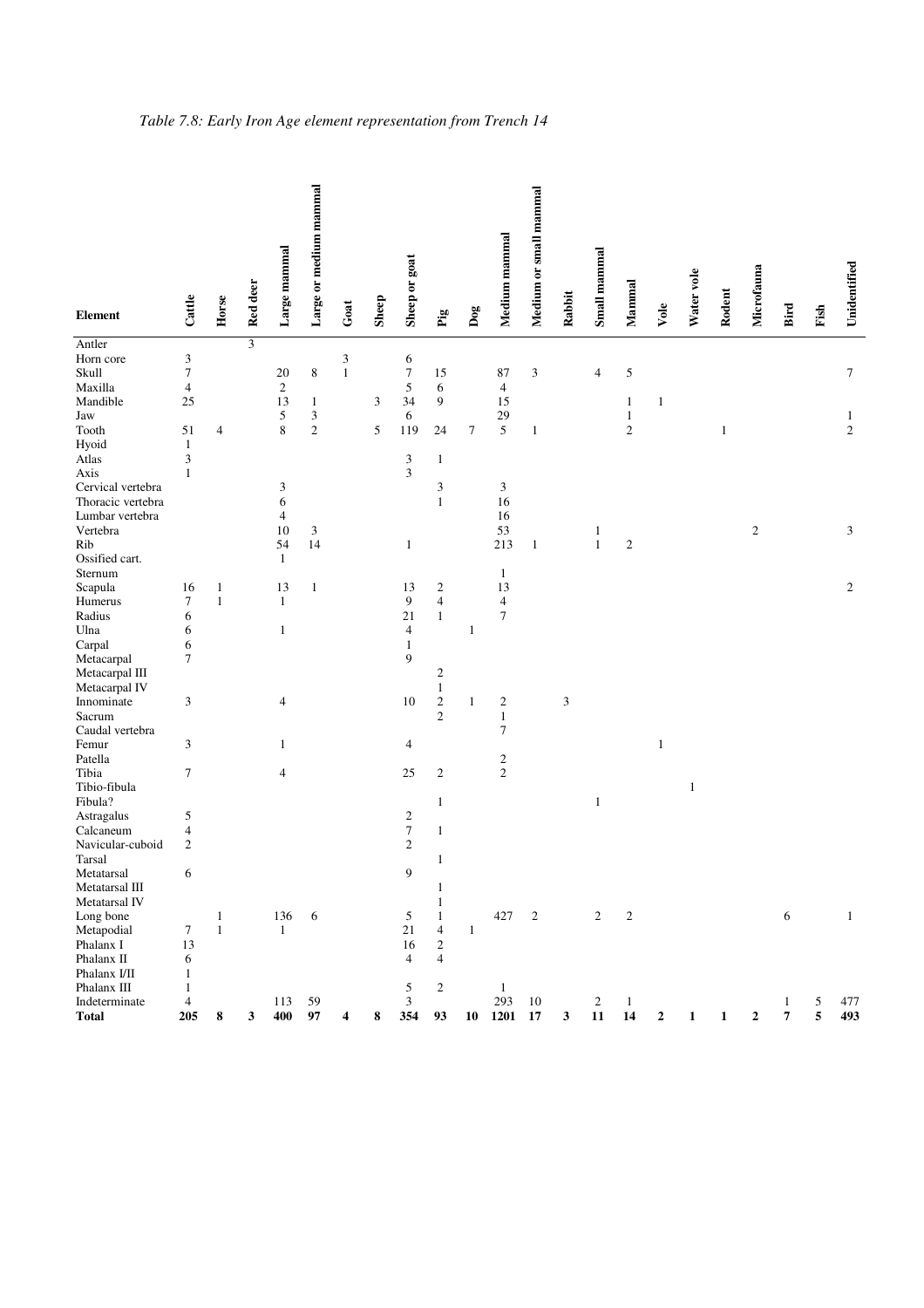*Table 7.8: Early Iron Age element representation from Trench 14*

| Element | Cattle | Horse | Red deer | Large mammal | Large or medium mammal | Goat | Sheep | Sheep or goat | Pig | Dog | Medium mammal | Medium or small mammal | Rabbit | Small mammal | Mammal | Vole | Water vole | Rodent | Microfauna | Bird | Fish | Unidentified |
|---|---|---|---|---|---|---|---|---|---|---|---|---|---|---|---|---|---|---|---|---|---|---|
| Antler | | | 3 | | | | | | | | | | | | | | | | | | | |
| Horn core | 3 | | | | | 3 | | 6 | | | | | | | | | | | | | | |
| Skull | 7 | | | 20 | 8 | 1 | | 7 | 15 | | 87 | 3 | | 4 | 5 | | | | | | | 7 |
| Maxilla | 4 | | | 2 | | | | 5 | 6 | | 4 | | | | | | | | | | | |
| Mandible | 25 | | | 13 | 1 | | 3 | 34 | 9 | | 15 | | | | 1 | 1 | | | | | | |
| Jaw | | | | 5 | 3 | | | 6 | | | 29 | | | | 1 | | | | | | | 1 |
| Tooth | 51 | 4 | | 8 | 2 | | 5 | 119 | 24 | 7 | 5 | 1 | | | 2 | | | 1 | | | | 2 |
| Hyoid | 1 | | | | | | | | | | | | | | | | | | | | | |
| Atlas | 3 | | | | | | | 3 | 1 | | | | | | | | | | | | | |
| Axis | 1 | | | | | | | 3 | | | | | | | | | | | | | | |
| Cervical vertebra | | | | 3 | | | | | 3 | | 3 | | | | | | | | | | | |
| Thoracic vertebra | | | | 6 | | | | | 1 | | 16 | | | | | | | | | | | |
| Lumbar vertebra | | | | 4 | | | | | | | 16 | | | | | | | | | | | |
| Vertebra | | | | 10 | 3 | | | | | | 53 | | | 1 | | | | | 2 | | | 3 |
| Rib | | | | 54 | 14 | | | 1 | | | 213 | 1 | | 1 | 2 | | | | | | | |
| Ossified cart. | | | | 1 | | | | | | | | | | | | | | | | | | |
| Sternum | | | | | | | | | | | 1 | | | | | | | | | | | |
| Scapula | 16 | 1 | | 13 | 1 | | | 13 | 2 | | 13 | | | | | | | | | | | 2 |
| Humerus | 7 | 1 | | 1 | | | | 9 | 4 | | 4 | | | | | | | | | | | |
| Radius | 6 | | | | | | | 21 | 1 | | 7 | | | | | | | | | | | |
| Ulna | 6 | | | 1 | | | | 4 | | 1 | | | | | | | | | | | | |
| Carpal | 6 | | | | | | | 1 | | | | | | | | | | | | | | |
| Metacarpal | 7 | | | | | | | 9 | | | | | | | | | | | | | | |
| Metacarpal III | | | | | | | | | 2 | | | | | | | | | | | | | |
| Metacarpal IV | | | | | | | | | 1 | | | | | | | | | | | | | |
| Innominate | 3 | | | 4 | | | | 10 | 2 | 1 | 2 | | 3 | | | | | | | | | |
| Sacrum | | | | | | | | | 2 | | 1 | | | | | | | | | | | |
| Caudal vertebra | | | | | | | | | | | 7 | | | | | | | | | | | |
| Femur | 3 | | | 1 | | | | 4 | | | | | | | | 1 | | | | | | |
| Patella | | | | | | | | | | | 2 | | | | | | | | | | | |
| Tibia | 7 | | | 4 | | | | 25 | 2 | | 2 | | | | | | | | | | | |
| Tibio-fibula | | | | | | | | | | | | | | | | | 1 | | | | | |
| Fibula? | | | | | | | | | 1 | | | | | 1 | | | | | | | | |
| Astragalus | 5 | | | | | | | 2 | | | | | | | | | | | | | | |
| Calcaneum | 4 | | | | | | | 7 | 1 | | | | | | | | | | | | | |
| Navicular-cuboid | 2 | | | | | | | 2 | | | | | | | | | | | | | | |
| Tarsal | | | | | | | | | 1 | | | | | | | | | | | | | |
| Metatarsal | 6 | | | | | | | 9 | | | | | | | | | | | | | | |
| Metatarsal III | | | | | | | | | 1 | | | | | | | | | | | | | |
| Metatarsal IV | | | | | | | | | 1 | | | | | | | | | | | | | |
| Long bone | | 1 | | 136 | 6 | | | 5 | 1 | | 427 | 2 | | 2 | 2 | | | | | 6 | | 1 |
| Metapodial | 7 | 1 | | 1 | | | | 21 | 4 | 1 | | | | | | | | | | | | |
| Phalanx I | 13 | | | | | | | 16 | 2 | | | | | | | | | | | | | |
| Phalanx II | 6 | | | | | | | 4 | 4 | | | | | | | | | | | | | |
| Phalanx I/II | 1 | | | | | | | | | | | | | | | | | | | | | |
| Phalanx III | 1 | | | | | | | 5 | 2 | | 1 | | | | | | | | | | | |
| Indeterminate | 4 | | | 113 | 59 | | | 3 | | | 293 | 10 | | 2 | 1 | | | | | 1 | 5 | 477 |
| **Total** | **205** | **8** | **3** | **400** | **97** | **4** | **8** | **354** | **93** | **10** | **1201** | **17** | **3** | **11** | **14** | **2** | **1** | **1** | **2** | **7** | **5** | **493** |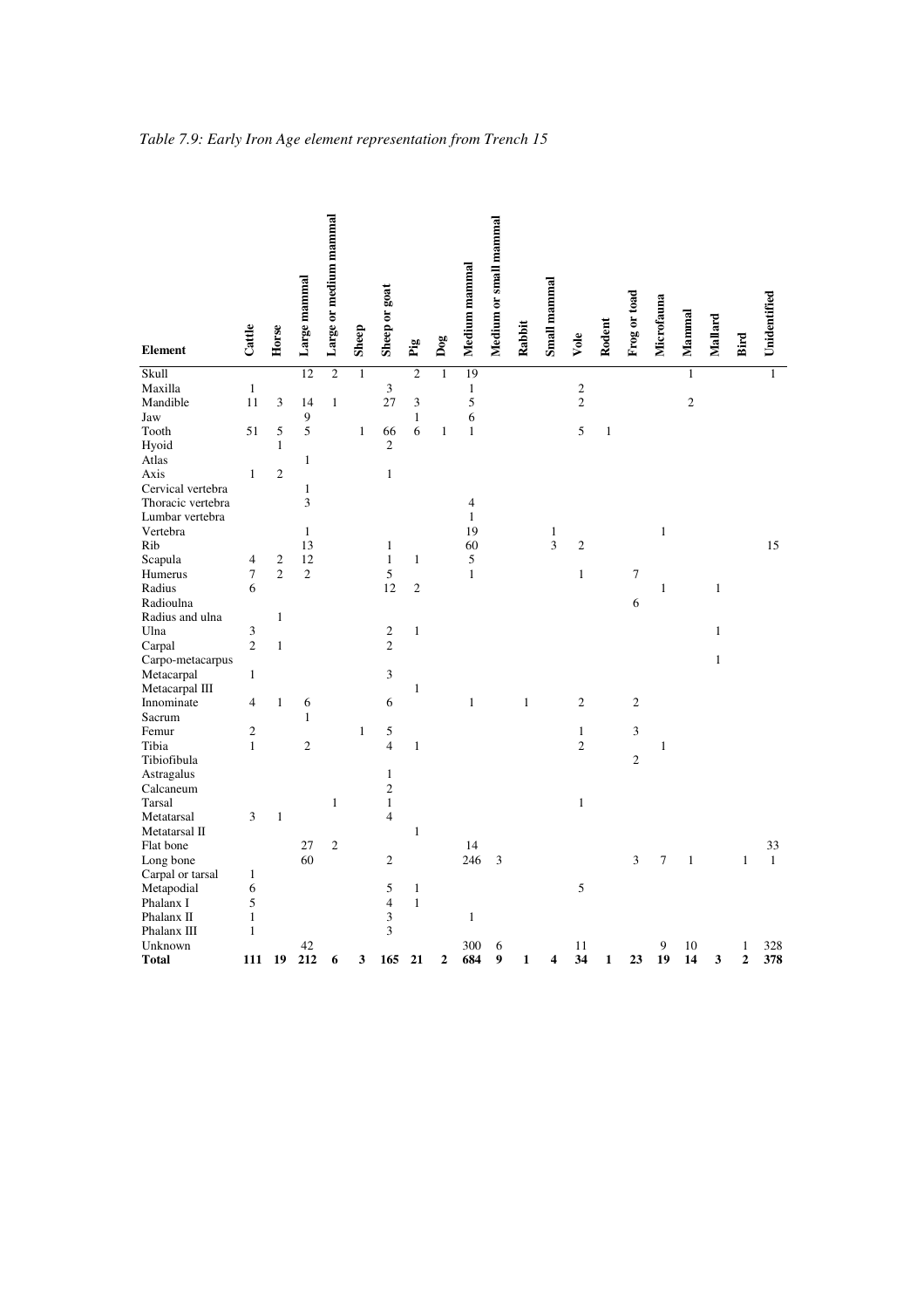*Table 7.9: Early Iron Age element representation from Trench 15*

| Element | Cattle | Horse | Large mammal | Large or medium mammal | Sheep | Sheep or goat | Pig | Dog | Medium mammal | Medium or small mammal | Rabbit | Small mammal | Vole | Rodent | Frog or toad | Microfauna | Mammal | Mallard | Bird | Unidentified |
|---|---|---|---|---|---|---|---|---|---|---|---|---|---|---|---|---|---|---|---|---|
| Skull | | | 12 | 2 | 1 | | 2 | 1 | 19 | | | | | | | | 1 | | | 1 |
| Maxilla | 1 | | | | | 3 | | | 1 | | | | 2 | | | | | | | |
| Mandible | 11 | 3 | 14 | 1 | | 27 | 3 | | 5 | | | | 2 | | | | 2 | | | |
| Jaw | | | 9 | | | | 1 | | 6 | | | | | | | | | | | |
| Tooth | 51 | 5 | 5 | | 1 | 66 | 6 | 1 | 1 | | | | 5 | 1 | | | | | | |
| Hyoid | | 1 | | | | 2 | | | | | | | | | | | | | | |
| Atlas | | | 1 | | | | | | | | | | | | | | | | | |
| Axis | 1 | 2 | | | | 1 | | | | | | | | | | | | | | |
| Cervical vertebra | | | 1 | | | | | | | | | | | | | | | | | |
| Thoracic vertebra | | | 3 | | | | | | 4 | | | | | | | | | | | |
| Lumbar vertebra | | | | | | | | | 1 | | | | | | | | | | | |
| Vertebra | | | 1 | | | | | | 19 | | | 1 | | | | 1 | | | | |
| Rib | | | 13 | | | 1 | | | 60 | | | 3 | 2 | | | | | | | 15 |
| Scapula | 4 | 2 | 12 | | | 1 | 1 | | 5 | | | | | | | | | | | |
| Humerus | 7 | 2 | 2 | | | 5 | | | 1 | | | | 1 | | 7 | | | | | |
| Radius | 6 | | | | | 12 | 2 | | | | | | | | | 1 | | 1 | | |
| Radioulna | | | | | | | | | | | | | | | 6 | | | | | |
| Radius and ulna | | 1 | | | | | | | | | | | | | | | | | | |
| Ulna | 3 | | | | | 2 | 1 | | | | | | | | | | | 1 | | |
| Carpal | 2 | 1 | | | | 2 | | | | | | | | | | | | | | |
| Carpo-metacarpus | | | | | | | | | | | | | | | | | | 1 | | |
| Metacarpal | 1 | | | | | 3 | | | | | | | | | | | | | | |
| Metacarpal III | | | | | | | 1 | | | | | | | | | | | | | |
| Innominate | 4 | 1 | 6 | | | 6 | | | 1 | | 1 | | 2 | | 2 | | | | | |
| Sacrum | | | 1 | | | | | | | | | | | | | | | | | |
| Femur | 2 | | | | 1 | 5 | | | | | | | 1 | | 3 | | | | | |
| Tibia | 1 | | 2 | | | 4 | 1 | | | | | | 2 | | | 1 | | | | |
| Tibiofibula | | | | | | | | | | | | | | | 2 | | | | | |
| Astragalus | | | | | | 1 | | | | | | | | | | | | | | |
| Calcaneum | | | | | | 2 | | | | | | | | | | | | | | |
| Tarsal | | | | 1 | | 1 | | | | | | | 1 | | | | | | | |
| Metatarsal | 3 | 1 | | | | 4 | | | | | | | | | | | | | | |
| Metatarsal II | | | | | | | 1 | | | | | | | | | | | | | |
| Flat bone | | | 27 | 2 | | | | | 14 | | | | | | | | | | | 33 |
| Long bone | | | 60 | | | 2 | | | 246 | 3 | | | | | 3 | 7 | 1 | | 1 | 1 |
| Carpal or tarsal | 1 | | | | | | | | | | | | | | | | | | | |
| Metapodial | 6 | | | | | 5 | 1 | | | | | | 5 | | | | | | | |
| Phalanx I | 5 | | | | | 4 | 1 | | | | | | | | | | | | | |
| Phalanx II | 1 | | | | | 3 | | | 1 | | | | | | | | | | | |
| Phalanx III | 1 | | | | | 3 | | | | | | | | | | | | | | |
| Unknown | | | 42 | | | | | | 300 | 6 | | | 11 | | | 9 | 10 | | 1 | 328 |
| **Total** | **111** | **19** | **212** | **6** | **3** | **165** | **21** | **2** | **684** | **9** | **1** | **4** | **34** | **1** | **23** | **19** | **14** | **3** | **2** | **378** |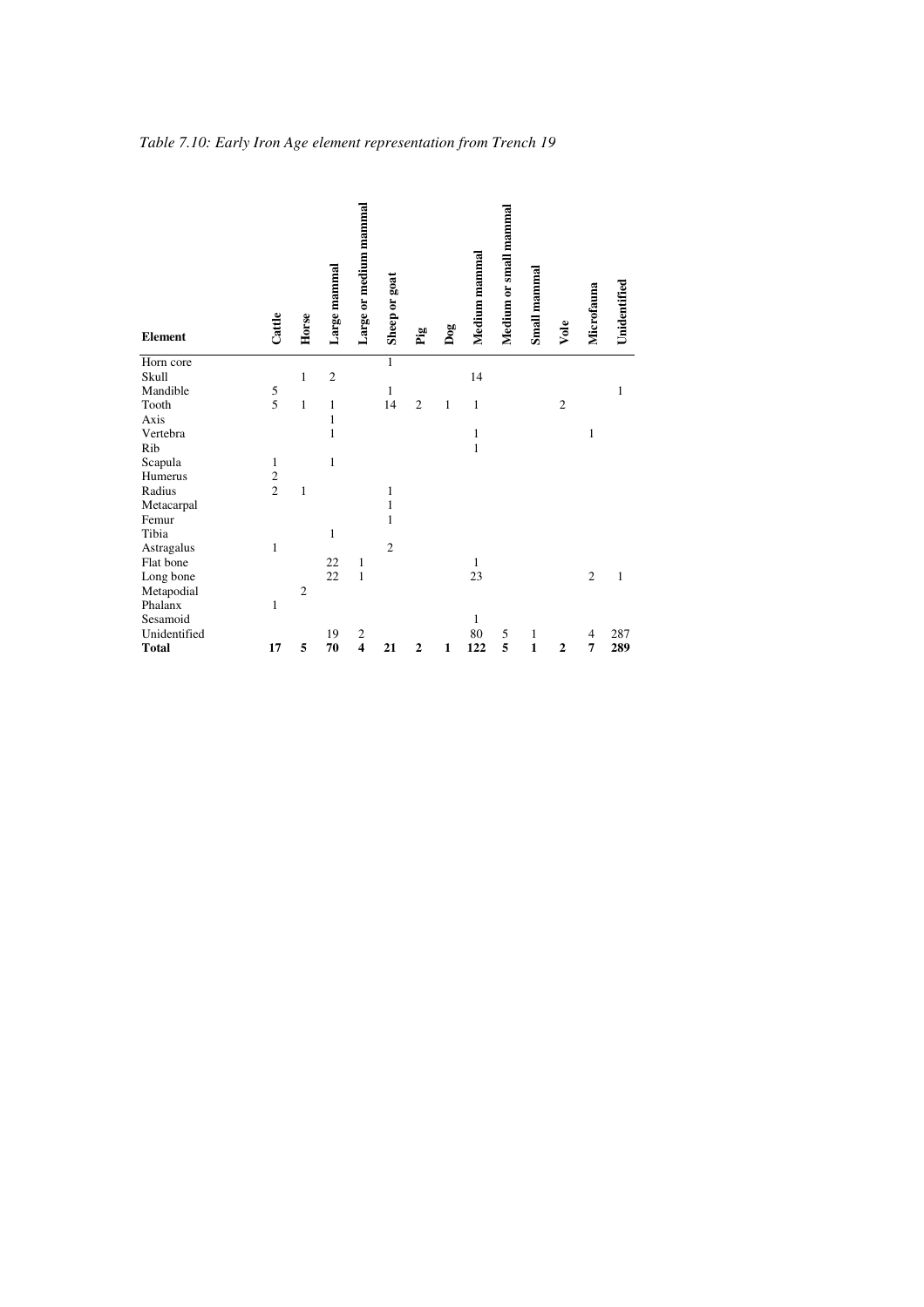*Table 7.10: Early Iron Age element representation from Trench 19*

| Element | Cattle | Horse | Large mammal | Large or medium mammal | Sheep or goat | Pig | Dog | Medium mammal | Medium or small mammal | Small mammal | Vole | Microfauna | Unidentified |
|---|---|---|---|---|---|---|---|---|---|---|---|---|---|
| Horn core | | | | | 1 | | | | | | | | |
| Skull | | 1 | 2 | | | | | 14 | | | | | |
| Mandible | 5 | | | | 1 | | | | | | | | 1 |
| Tooth | 5 | 1 | 1 | | 14 | 2 | 1 | 1 | | | 2 | | |
| Axis | | | 1 | | | | | | | | | | |
| Vertebra | | | 1 | | | | | 1 | | | | 1 | |
| Rib | | | | | | | | 1 | | | | | |
| Scapula | 1 | | 1 | | | | | | | | | | |
| Humerus | 2 | | | | | | | | | | | | |
| Radius | 2 | 1 | | | 1 | | | | | | | | |
| Metacarpal | | | | | 1 | | | | | | | | |
| Femur | | | | | 1 | | | | | | | | |
| Tibia | | | 1 | | | | | | | | | | |
| Astragalus | 1 | | | | 2 | | | | | | | | |
| Flat bone | | | 22 | 1 | | | | 1 | | | | | |
| Long bone | | | 22 | 1 | | | | 23 | | | | 2 | 1 |
| Metapodial | | 2 | | | | | | | | | | | |
| Phalanx | 1 | | | | | | | | | | | | |
| Sesamoid | | | | | | | | 1 | | | | | |
| Unidentified | | | 19 | 2 | | | | 80 | 5 | 1 | | 4 | 287 |
| **Total** | **17** | **5** | **70** | **4** | **21** | **2** | **1** | **122** | **5** | **1** | **2** | **7** | **289** |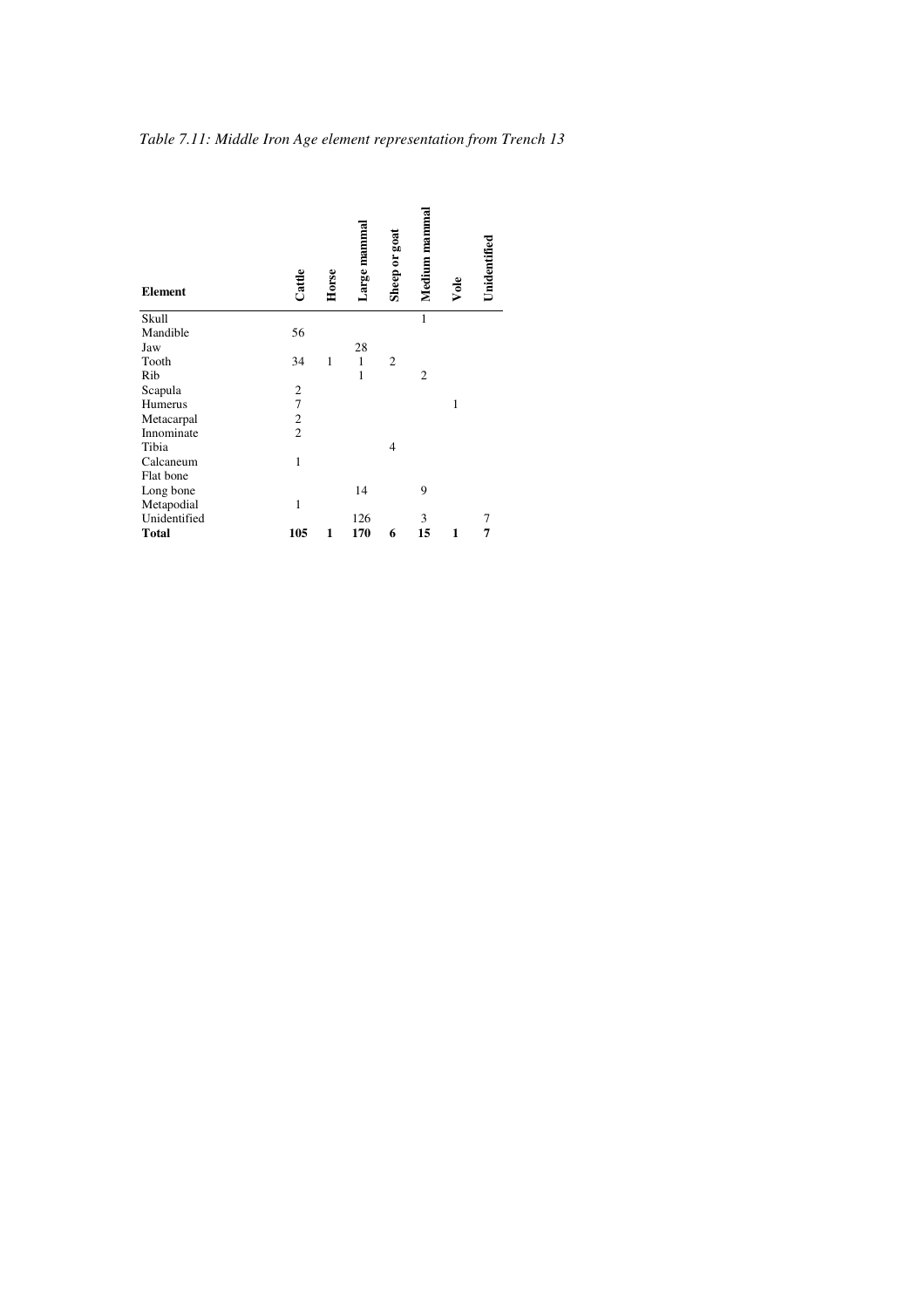*Table 7.11: Middle Iron Age element representation from Trench 13*

| Element | Cattle | Horse | Large mammal | Sheep or goat | Medium mammal | Vole | Unidentified |
|---|---|---|---|---|---|---|---|
| Skull | | | | | 1 | | |
| Mandible | 56 | | | | | | |
| Jaw | | | 28 | | | | |
| Tooth | 34 | 1 | 1 | 2 | | | |
| Rib | | | 1 | | 2 | | |
| Scapula | 2 | | | | | | |
| Humerus | 7 | | | | | 1 | |
| Metacarpal | 2 | | | | | | |
| Innominate | 2 | | | | | | |
| Tibia | | | | 4 | | | |
| Calcaneum | 1 | | | | | | |
| Flat bone | | | | | | | |
| Long bone | | | 14 | | 9 | | |
| Metapodial | 1 | | | | | | |
| Unidentified | | | 126 | | 3 | | 7 |
| **Total** | **105** | **1** | **170** | **6** | **15** | **1** | **7** |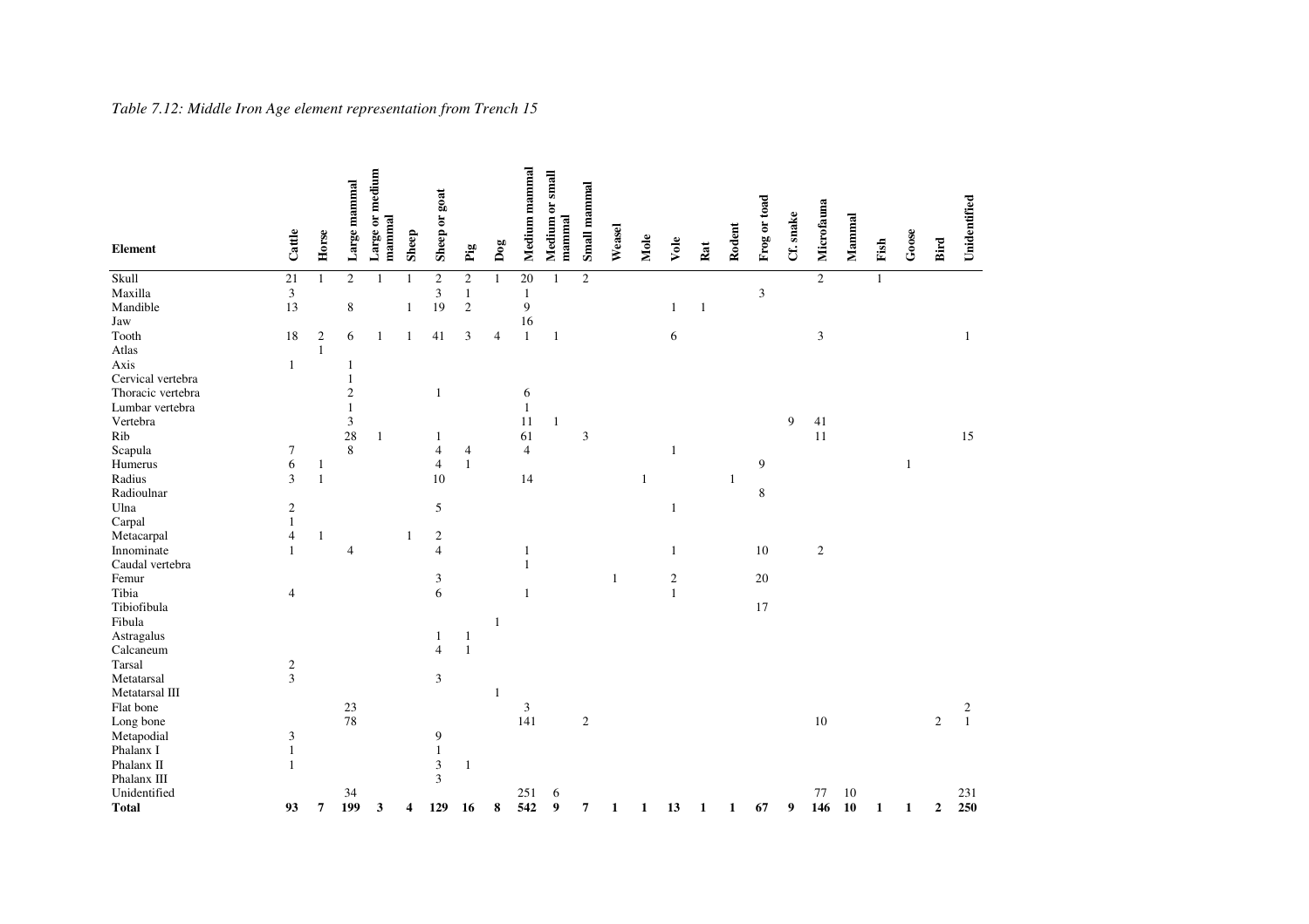*Table 7.12: Middle Iron Age element representation from Trench 15*

| Element | Cattle | Horse | Large mammal | Large or medium mammal | Sheep | Sheep or goat | Pig | Dog | Medium mammal | Medium or small mammal | Small mammal | Weasel | Mole | Vole | Rat | Rodent | Frog or toad | Cf. snake | Microfauna | Mammal | Fish | Goose | Bird | Unidentified |
|---|---|---|---|---|---|---|---|---|---|---|---|---|---|---|---|---|---|---|---|---|---|---|---|---|
| Skull | 21 | 1 | 2 | 1 | 1 | 2 | 2 | 1 | 20 | 1 | 2 | | | | | | | | 2 | | 1 | | | |
| Maxilla | 3 | | | | | 3 | 1 | | 1 | | | | | | | | 3 | | | | | | | |
| Mandible | 13 | | 8 | | 1 | 19 | 2 | | 9 | | | | | 1 | 1 | | | | | | | | | |
| Jaw | | | | | | | | | 16 | | | | | | | | | | | | | | | |
| Tooth | 18 | 2 | 6 | 1 | 1 | 41 | 3 | 4 | 1 | 1 | | | | 6 | | | | | 3 | | | | | 1 |
| Atlas | | 1 | | | | | | | | | | | | | | | | | | | | | | |
| Axis | 1 | | 1 | | | | | | | | | | | | | | | | | | | | | |
| Cervical vertebra | | | 1 | | | | | | | | | | | | | | | | | | | | | |
| Thoracic vertebra | | | 2 | | | 1 | | | 6 | | | | | | | | | | | | | | | |
| Lumbar vertebra | | | 1 | | | | | | 1 | | | | | | | | | | | | | | | |
| Vertebra | | | 3 | | | | | | 11 | 1 | | | | | | | | 9 | 41 | | | | | |
| Rib | | | 28 | 1 | | 1 | | | 61 | | 3 | | | | | | | | 11 | | | | | 15 |
| Scapula | 7 | | 8 | | | 4 | 4 | | 4 | | | | | 1 | | | | | | | | | | |
| Humerus | 6 | 1 | | | | 4 | 1 | | | | | | | | | | 9 | | | | | 1 | | |
| Radius | 3 | 1 | | | | 10 | | | 14 | | | | 1 | | | 1 | | | | | | | | |
| Radioulnar | | | | | | | | | | | | | | | | | 8 | | | | | | | |
| Ulna | 2 | | | | | 5 | | | | | | | | 1 | | | | | | | | | | |
| Carpal | 1 | | | | | | | | | | | | | | | | | | | | | | | |
| Metacarpal | 4 | 1 | | | 1 | 2 | | | | | | | | | | | | | | | | | | |
| Innominate | 1 | | 4 | | | 4 | | | 1 | | | | | 1 | | | 10 | | 2 | | | | | |
| Caudal vertebra | | | | | | | | | 1 | | | | | | | | | | | | | | | |
| Femur | | | | | | 3 | | | | | | 1 | | 2 | | | 20 | | | | | | | |
| Tibia | 4 | | | | | 6 | | | 1 | | | | | 1 | | | | | | | | | | |
| Tibiofibula | | | | | | | | | | | | | | | | | 17 | | | | | | | |
| Fibula | | | | | | | | 1 | | | | | | | | | | | | | | | | |
| Astragalus | | | | | | 1 | 1 | | | | | | | | | | | | | | | | | |
| Calcaneum | | | | | | 4 | 1 | | | | | | | | | | | | | | | | | |
| Tarsal | 2 | | | | | | | | | | | | | | | | | | | | | | | |
| Metatarsal | 3 | | | | | 3 | | | | | | | | | | | | | | | | | | |
| Metatarsal III | | | | | | | | 1 | | | | | | | | | | | | | | | | |
| Flat bone | | | 23 | | | | | | 3 | | | | | | | | | | | | | | | 2 |
| Long bone | | | 78 | | | | | | 141 | | 2 | | | | | | | | 10 | | | | 2 | 1 |
| Metapodial | 3 | | | | | 9 | | | | | | | | | | | | | | | | | | |
| Phalanx I | 1 | | | | | 1 | | | | | | | | | | | | | | | | | | |
| Phalanx II | 1 | | | | | 3 | 1 | | | | | | | | | | | | | | | | | |
| Phalanx III | | | | | | 3 | | | | | | | | | | | | | | | | | | |
| Unidentified | | | 34 | | | | | | 251 | 6 | | | | | | | | | 77 | 10 | | | | 231 |
| **Total** | **93** | **7** | **199** | **3** | **4** | **129** | **16** | **8** | **542** | **9** | **7** | **1** | **1** | **13** | **1** | **1** | **67** | **9** | **146** | **10** | **1** | **1** | **2** | **250** |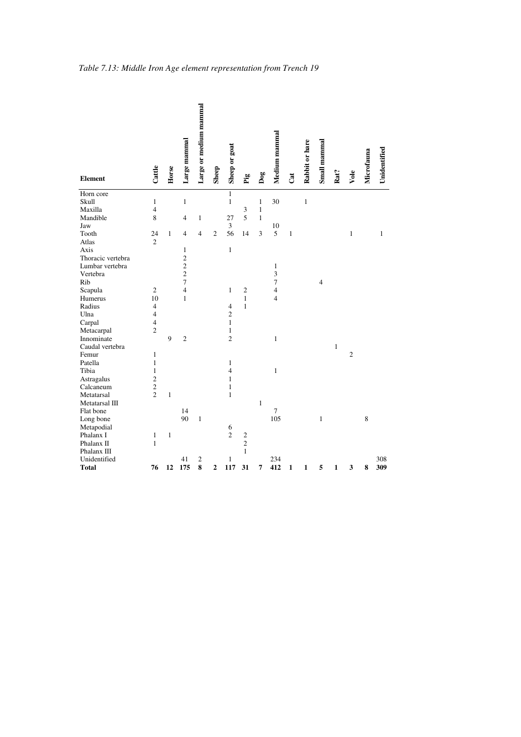*Table 7.13: Middle Iron Age element representation from Trench 19*

| Element | Cattle | Horse | Large mammal | Large or medium mammal | Sheep | Sheep or goat | Pig | Dog | Medium mammal | Cat | Rabbit or hare | Small mammal | Rat? | Vole | Microfauna | Unidentified |
|---|---|---|---|---|---|---|---|---|---|---|---|---|---|---|---|---|
| Horn core | | | | | | 1 | | | | | | | | | | |
| Skull | 1 | | 1 | | | 1 | | 1 | 30 | | 1 | | | | | |
| Maxilla | 4 | | | | | | 3 | 1 | | | | | | | | |
| Mandible | 8 | | 4 | 1 | | 27 | 5 | 1 | | | | | | | | |
| Jaw | | | | | | 3 | | | 10 | | | | | | | |
| Tooth | 24 | 1 | 4 | 4 | 2 | 56 | 14 | 3 | 5 | 1 | | | | 1 | | 1 |
| Atlas | 2 | | | | | | | | | | | | | | | |
| Axis | | | 1 | | | 1 | | | | | | | | | | |
| Thoracic vertebra | | | 2 | | | | | | | | | | | | | |
| Lumbar vertebra | | | 2 | | | | | | 1 | | | | | | | |
| Vertebra | | | 2 | | | | | | 3 | | | | | | | |
| Rib | | | 7 | | | | | | 7 | | | 4 | | | | |
| Scapula | 2 | | 4 | | | 1 | 2 | | 4 | | | | | | | |
| Humerus | 10 | | 1 | | | | 1 | | 4 | | | | | | | |
| Radius | 4 | | | | | 4 | 1 | | | | | | | | | |
| Ulna | 4 | | | | | 2 | | | | | | | | | | |
| Carpal | 4 | | | | | 1 | | | | | | | | | | |
| Metacarpal | 2 | | | | | 1 | | | | | | | | | | |
| Innominate | | 9 | 2 | | | 2 | | | 1 | | | | | | | |
| Caudal vertebra | | | | | | | | | | | | | 1 | | | |
| Femur | 1 | | | | | | | | | | | | | 2 | | |
| Patella | 1 | | | | | 1 | | | | | | | | | | |
| Tibia | 1 | | | | | 4 | | | 1 | | | | | | | |
| Astragalus | 2 | | | | | 1 | | | | | | | | | | |
| Calcaneum | 2 | | | | | 1 | | | | | | | | | | |
| Metatarsal | 2 | 1 | | | | 1 | | | | | | | | | | |
| Metatarsal III | | | | | | | | 1 | | | | | | | | |
| Flat bone | | | 14 | | | | | | 7 | | | | | | | |
| Long bone | | | 90 | 1 | | | | | 105 | | | 1 | | | 8 | |
| Metapodial | | | | | | 6 | | | | | | | | | | |
| Phalanx I | 1 | 1 | | | | 2 | 2 | | | | | | | | | |
| Phalanx II | 1 | | | | | | 2 | | | | | | | | | |
| Phalanx III | | | | | | | 1 | | | | | | | | | |
| Unidentified | | | 41 | 2 | | 1 | | | 234 | | | | | | | 308 |
| **Total** | **76** | **12** | **175** | **8** | **2** | **117** | **31** | **7** | **412** | **1** | **1** | **5** | **1** | **3** | **8** | **309** |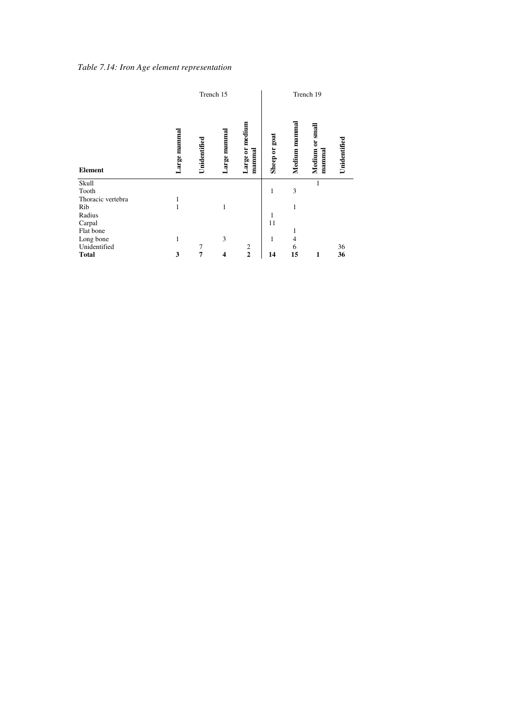*Table 7.14: Iron Age element representation*

| Element | Trench 15 | | | | Trench 19 | | | |
|---|---|---|---|---|---|---|---|---|
| | Large mammal | Unidentified | Large mammal | Large or medium mammal | Sheep or goat | Medium mammal | Medium or small mammal | Unidentified |
| Skull | | | | | | | 1 | |
| Tooth | | | | | 1 | 3 | | |
| Thoracic vertebra | 1 | | | | | | | |
| Rib | 1 | | 1 | | | 1 | | |
| Radius | | | | | 1 | | | |
| Carpal | | | | | 11 | | | |
| Flat bone | | | | | | 1 | | |
| Long bone | 1 | | 3 | | 1 | 4 | | |
| Unidentified | | 7 | | 2 | | 6 | | 36 |
| **Total** | **3** | **7** | **4** | **2** | **14** | **15** | **1** | **36** |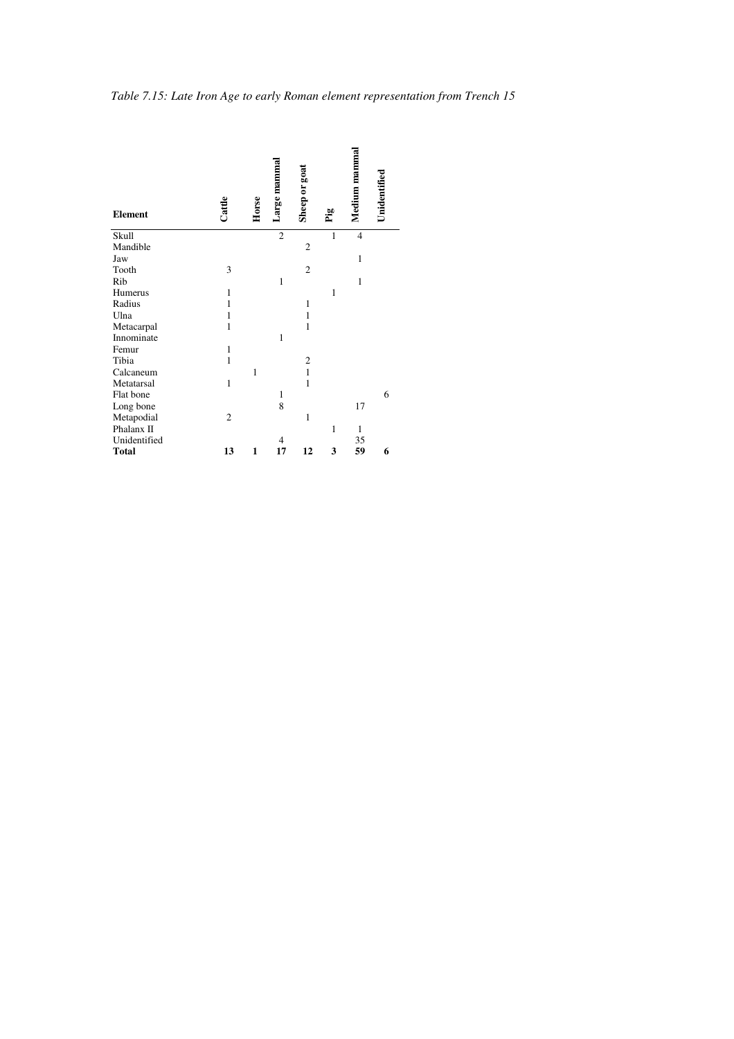*Table 7.15: Late Iron Age to early Roman element representation from Trench 15*

| Element | Cattle | Horse | Large mammal | Sheep or goat | Pig | Medium mammal | Unidentified |
|---|---|---|---|---|---|---|---|
| Skull | | | 2 | | 1 | 4 | |
| Mandible | | | | 2 | | | |
| Jaw | | | | | | 1 | |
| Tooth | 3 | | | 2 | | | |
| Rib | | | 1 | | | 1 | |
| Humerus | 1 | | | | 1 | | |
| Radius | 1 | | | 1 | | | |
| Ulna | 1 | | | 1 | | | |
| Metacarpal | 1 | | | 1 | | | |
| Innominate | | | 1 | | | | |
| Femur | 1 | | | | | | |
| Tibia | 1 | | | 2 | | | |
| Calcaneum | | 1 | | 1 | | | |
| Metatarsal | 1 | | | 1 | | | |
| Flat bone | | | 1 | | | | 6 |
| Long bone | | | 8 | | | 17 | |
| Metapodial | 2 | | | 1 | | | |
| Phalanx II | | | | | 1 | 1 | |
| Unidentified | | | 4 | | | 35 | |
| **Total** | **13** | **1** | **17** | **12** | **3** | **59** | **6** |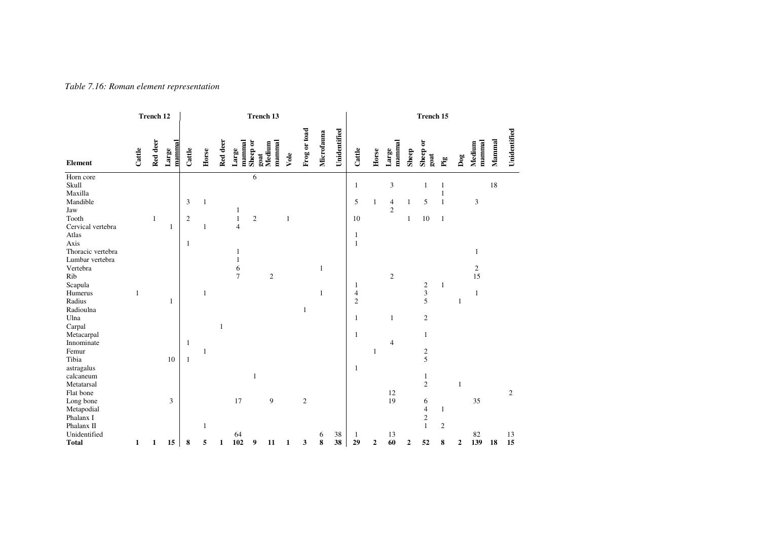*Table 7.16: Roman element representation*

| | Trench 12 | | | Trench 13 | | | | | | | | | | Trench 15 | | | | | | | | | |
|---|---|---|---|---|---|---|---|---|---|---|---|---|---|---|---|---|---|---|---|---|---|---|---|
| **Element** | **Cattle** | **Red deer** | **Large mammal** | **Cattle** | **Horse** | **Red deer** | **Large mammal** | **Sheep or goat** | **Medium mammal** | **Vole** | **Frog or toad** | **Microfauna** | **Unidentified** | **Cattle** | **Horse** | **Large mammal** | **Sheep** | **Sheep or goat** | **Pig** | **Dog** | **Medium mammal** | **Mammal** | **Unidentified** |
| Horn core | | | | | | | | 6 | | | | | | | | | | | | | | | |
| Skull | | | | | | | | | | | | | | 1 | | 3 | | 1 | 1 | | | 18 | |
| Maxilla | | | | | | | | | | | | | | | | | | | 1 | | | | |
| Mandible | | | | 3 | 1 | | | | | | | | | 5 | 1 | 4 | 1 | 5 | 1 | | 3 | | |
| Jaw | | | | | | | 1 | | | | | | | | | 2 | | | | | | | |
| Tooth | | 1 | | 2 | | | 1 | 2 | | 1 | | | | 10 | | | 1 | 10 | 1 | | | | |
| Cervical vertebra | | | 1 | | 1 | | 4 | | | | | | | | | | | | | | | | |
| Atlas | | | | | | | | | | | | | | 1 | | | | | | | | | |
| Axis | | | | 1 | | | | | | | | | | 1 | | | | | | | | | |
| Thoracic vertebra | | | | | | | 1 | | | | | | | | | | | | | | 1 | | |
| Lumbar vertebra | | | | | | | 1 | | | | | | | | | | | | | | | | |
| Vertebra | | | | | | | 6 | | | | | 1 | | | | | | | | | 2 | | |
| Rib | | | | | | | 7 | | 2 | | | | | | | 2 | | | | | 15 | | |
| Scapula | | | | | | | | | | | | | | 1 | | | | 2 | 1 | | | | |
| Humerus | 1 | | | | 1 | | | | | | | 1 | | 4 | | | | 3 | | | 1 | | |
| Radius | | | 1 | | | | | | | | | | | 2 | | | | 5 | | 1 | | | |
| Radioulna | | | | | | | | | | | 1 | | | | | | | | | | | | |
| Ulna | | | | | | | | | | | | | | 1 | | 1 | | 2 | | | | | |
| Carpal | | | | | | 1 | | | | | | | | | | | | | | | | | |
| Metacarpal | | | | | | | | | | | | | | 1 | | | | 1 | | | | | |
| Innominate | | | | 1 | | | | | | | | | | | | 4 | | | | | | | |
| Femur | | | | | 1 | | | | | | | | | | 1 | | | 2 | | | | | |
| Tibia | | | 10 | 1 | | | | | | | | | | | | | | 5 | | | | | |
| astragalus | | | | | | | | | | | | | | 1 | | | | | | | | | |
| calcaneum | | | | | | | | 1 | | | | | | | | | | 1 | | | | | |
| Metatarsal | | | | | | | | | | | | | | | | | | 2 | | 1 | | | |
| Flat bone | | | | | | | | | | | | | | | | 12 | | | | | | | 2 |
| Long bone | | | 3 | | | | 17 | | 9 | | 2 | | | | | 19 | | 6 | | | 35 | | |
| Metapodial | | | | | | | | | | | | | | | | | | 4 | 1 | | | | |
| Phalanx I | | | | | | | | | | | | | | | | | | 2 | | | | | |
| Phalanx II | | | | | 1 | | | | | | | | | | | | | 1 | 2 | | | | |
| Unidentified | | | | | | | 64 | | | | | 6 | 38 | 1 | | 13 | | | | | 82 | | 13 |
| **Total** | **1** | **1** | **15** | **8** | **5** | **1** | **102** | **9** | **11** | **1** | **3** | **8** | **38** | **29** | **2** | **60** | **2** | **52** | **8** | **2** | **139** | **18** | **15** |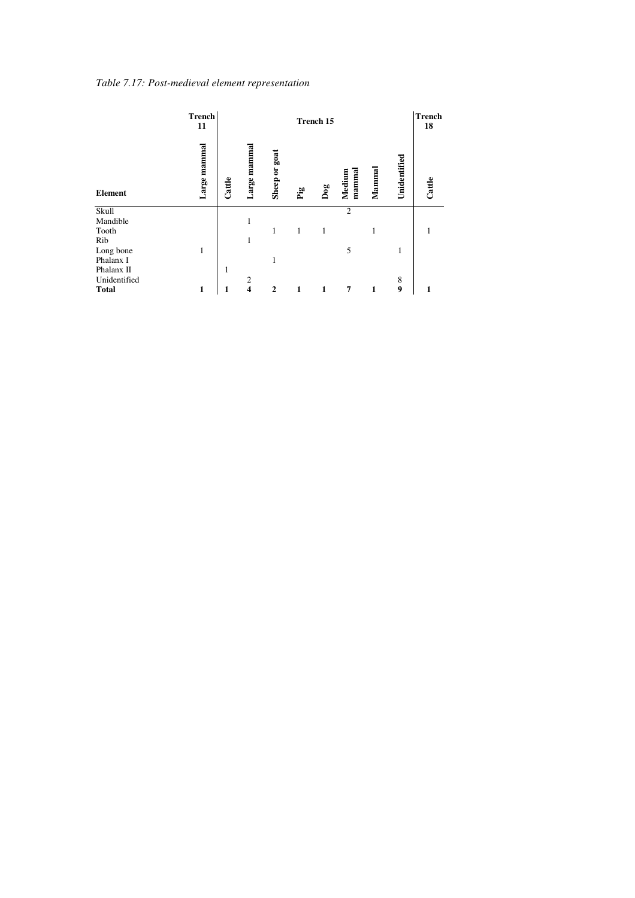*Table 7.17: Post-medieval element representation*

| | Trench 11 | Trench 15 | | | | | | | | Trench 18 |
|---|---|---|---|---|---|---|---|---|---|---|
| **Element** | **Large mammal** | **Cattle** | **Large mammal** | **Sheep or goat** | **Pig** | **Dog** | **Medium mammal** | **Mammal** | **Unidentified** | **Cattle** |
| Skull | | | | | | | 2 | | | |
| Mandible | | | 1 | | | | | | | |
| Tooth | | | | 1 | 1 | 1 | | 1 | | 1 |
| Rib | | | 1 | | | | | | | |
| Long bone | 1 | | | | | | 5 | | 1 | |
| Phalanx I | | | | 1 | | | | | | |
| Phalanx II | | 1 | | | | | | | | |
| Unidentified | | | 2 | | | | | | 8 | |
| **Total** | **1** | **1** | **4** | **2** | **1** | **1** | **7** | **1** | **9** | **1** |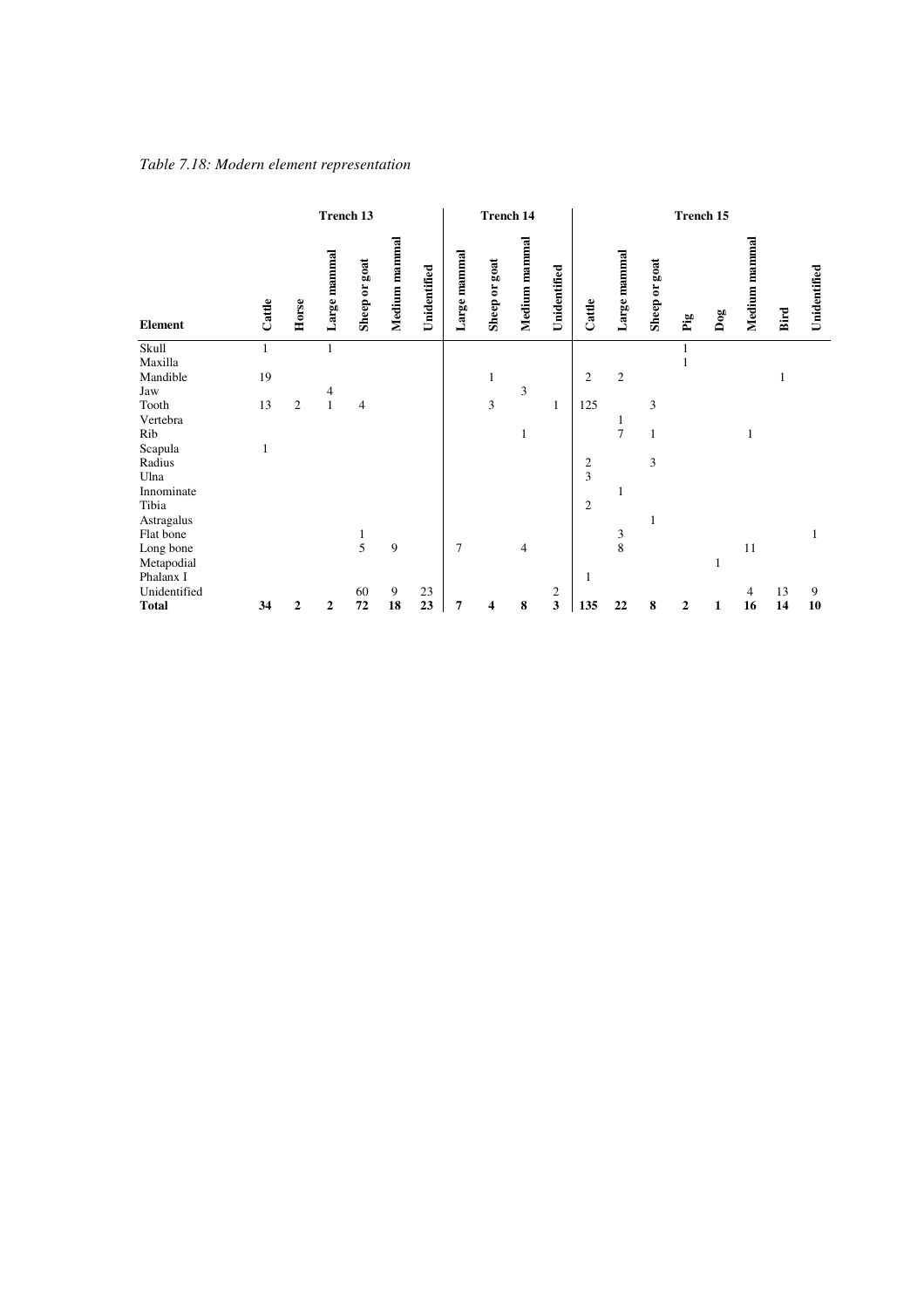*Table 7.18: Modern element representation*

| | Trench 13 | | | | | | Trench 14 | | | | Trench 15 | | | | | | | |
|---|---|---|---|---|---|---|---|---|---|---|---|---|---|---|---|---|---|---|
| **Element** | **Cattle** | **Horse** | **Large mammal** | **Sheep or goat** | **Medium mammal** | **Unidentified** | **Large mammal** | **Sheep or goat** | **Medium mammal** | **Unidentified** | **Cattle** | **Large mammal** | **Sheep or goat** | **Pig** | **Dog** | **Medium mammal** | **Bird** | **Unidentified** |
| Skull | 1 | | 1 | | | | | | | | | | | 1 | | | | |
| Maxilla | | | | | | | | | | | | | | 1 | | | | |
| Mandible | 19 | | | | | | | 1 | | | 2 | 2 | | | | | 1 | |
| Jaw | | | 4 | | | | | | 3 | | | | | | | | | |
| Tooth | 13 | 2 | 1 | 4 | | | | 3 | | 1 | 125 | | 3 | | | | | |
| Vertebra | | | | | | | | | | | | 1 | | | | | | |
| Rib | | | | | | | | | 1 | | | 7 | 1 | | | 1 | | |
| Scapula | 1 | | | | | | | | | | | | | | | | | |
| Radius | | | | | | | | | | | 2 | | 3 | | | | | |
| Ulna | | | | | | | | | | | 3 | | | | | | | |
| Innominate | | | | | | | | | | | | 1 | | | | | | |
| Tibia | | | | | | | | | | | 2 | | | | | | | |
| Astragalus | | | | | | | | | | | | | 1 | | | | | |
| Flat bone | | | | 1 | | | | | | | | 3 | | | | | | 1 |
| Long bone | | | | 5 | 9 | | 7 | | 4 | | | 8 | | | | 11 | | |
| Metapodial | | | | | | | | | | | | | | | 1 | | | |
| Phalanx I | | | | | | | | | | | 1 | | | | | | | |
| Unidentified | | | | 60 | 9 | 23 | | | | 2 | | | | | | 4 | 13 | 9 |
| **Total** | **34** | **2** | **2** | **72** | **18** | **23** | **7** | **4** | **8** | **3** | **135** | **22** | **8** | **2** | **1** | **16** | **14** | **10** |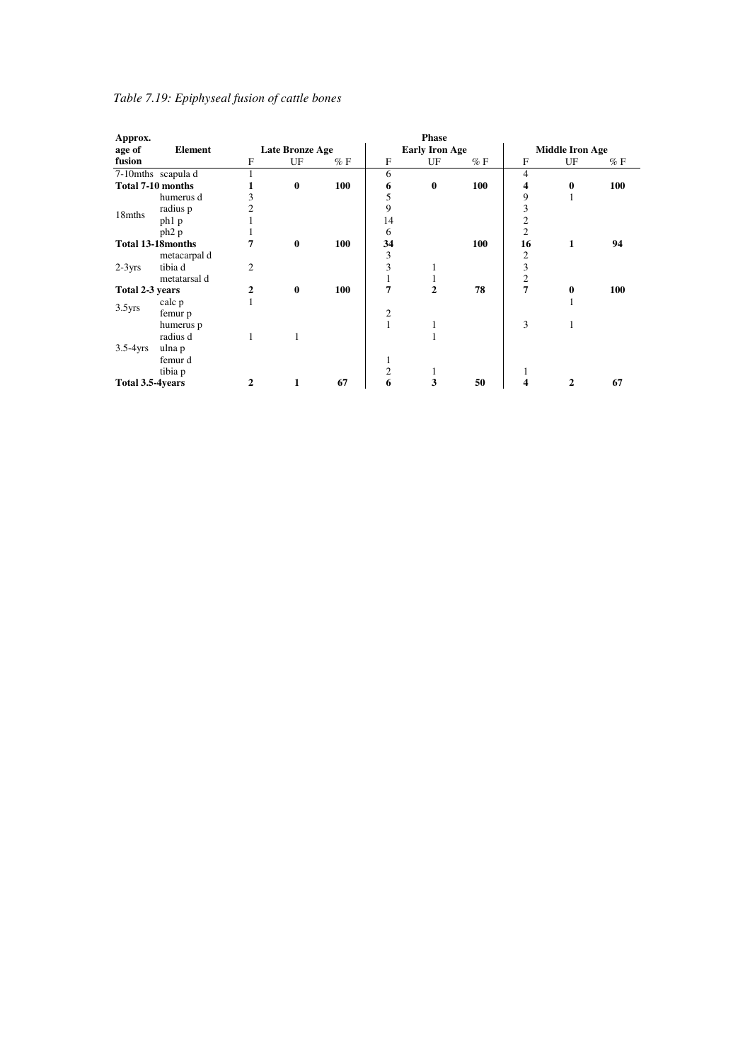*Table 7.19: Epiphyseal fusion of cattle bones*

| Approx. age of fusion | Element | Late Bronze Age | | | Early Iron Age | | | Middle Iron Age | | |
|---|---|---|---|---|---|---|---|---|---|---|
| | | F | UF | % F | F | UF | % F | F | UF | % F |
| 7-10mths | scapula d | 1 | | | 6 | | | 4 | | |
| **Total 7-10 months** | | **1** | **0** | **100** | **6** | **0** | **100** | **4** | **0** | **100** |
| 18mths | humerus d | 3 | | | 5 | | | 9 | 1 | |
| | radius p | 2 | | | 9 | | | 3 | | |
| | ph1 p | 1 | | | 14 | | | 2 | | |
| | ph2 p | 1 | | | 6 | | | 2 | | |
| **Total 13-18months** | | **7** | **0** | **100** | **34** | | **100** | **16** | **1** | **94** |
| 2-3yrs | metacarpal d | | | | 3 | | | 2 | | |
| | tibia d | 2 | | | 3 | 1 | | 3 | | |
| | metatarsal d | | | | 1 | 1 | | 2 | | |
| **Total 2-3 years** | | **2** | **0** | **100** | **7** | **2** | **78** | **7** | **0** | **100** |
| 3.5yrs | calc p | 1 | | | | | | | 1 | |
| | femur p | | | | 2 | | | | | |
| 3.5-4yrs | humerus p | | | | 1 | 1 | | 3 | 1 | |
| | radius d | 1 | 1 | | | 1 | | | | |
| | ulna p | | | | | | | | | |
| | femur d | | | | 1 | | | | | |
| | tibia p | | | | 2 | 1 | | 1 | | |
| **Total 3.5-4years** | | **2** | **1** | **67** | **6** | **3** | **50** | **4** | **2** | **67** |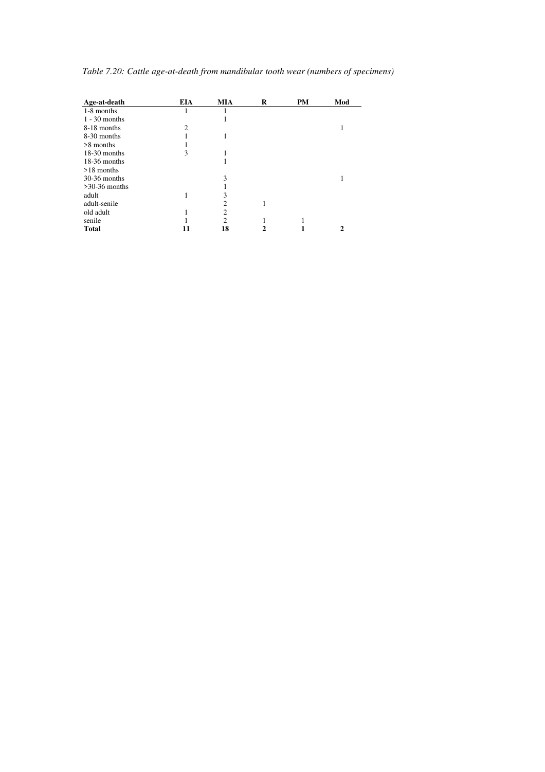*Table 7.20: Cattle age-at-death from mandibular tooth wear (numbers of specimens)*

| Age-at-death | EIA | MIA | R | PM | Mod |
|---|---|---|---|---|---|
| 1-8 months | 1 | 1 | | | |
| 1 - 30 months | | 1 | | | |
| 8-18 months | 2 | | | | 1 |
| 8-30 months | 1 | 1 | | | |
| >8 months | 1 | | | | |
| 18-30 months | 3 | 1 | | | |
| 18-36 months | | 1 | | | |
| >18 months | | | | | |
| 30-36 months | | 3 | | | 1 |
| >30-36 months | | 1 | | | |
| adult | 1 | 3 | | | |
| adult-senile | | 2 | 1 | | |
| old adult | 1 | 2 | | | |
| senile | 1 | 2 | 1 | 1 | |
| **Total** | **11** | **18** | **2** | **1** | **2** |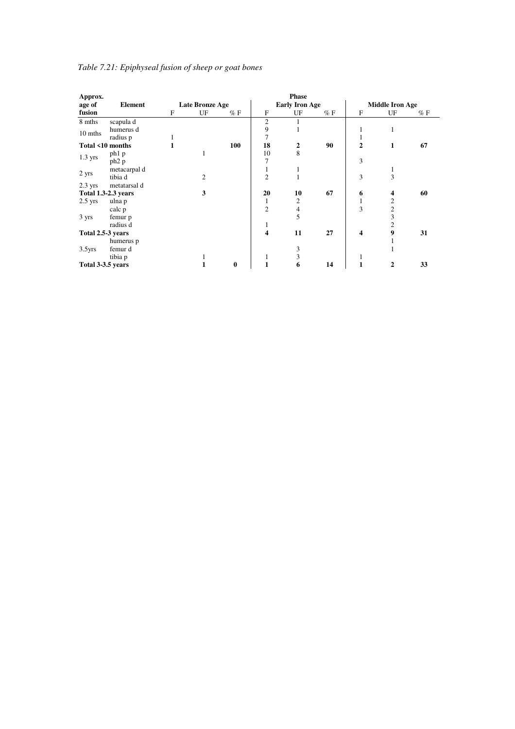*Table 7.21: Epiphyseal fusion of sheep or goat bones*

| Approx. age of fusion | Element | Late Bronze Age | | | Early Iron Age | | | Middle Iron Age | | |
|---|---|---|---|---|---|---|---|---|---|---|
| | | F | UF | % F | F | UF | % F | F | UF | % F |
| 8 mths | scapula d | | | | 2 | 1 | | | | |
| 10 mths | humerus d | | | | 9 | 1 | | 1 | 1 | |
| | radius p | 1 | | | 7 | | | 1 | | |
| **Total <10 months** | | **1** | | **100** | **18** | **2** | **90** | **2** | **1** | **67** |
| 1.3 yrs | ph1 p | | 1 | | 10 | 8 | | | | |
| | ph2 p | | | | 7 | | | 3 | | |
| 2 yrs | metacarpal d | | | | 1 | 1 | | | 1 | |
| | tibia d | | 2 | | 2 | 1 | | 3 | 3 | |
| 2.3 yrs | metatarsal d | | | | | | | | | |
| **Total 1.3-2.3 years** | | | **3** | | **20** | **10** | **67** | **6** | **4** | **60** |
| 2.5 yrs | ulna p | | | | 1 | 2 | | 1 | 2 | |
| | calc p | | | | 2 | 4 | | 3 | 2 | |
| 3 yrs | femur p | | | | | 5 | | | 3 | |
| | radius d | | | | 1 | | | | 2 | |
| **Total 2.5-3 years** | | | | | **4** | **11** | **27** | **4** | **9** | **31** |
| | humerus p | | | | | | | | 1 | |
| 3.5yrs | femur d | | | | | 3 | | | 1 | |
| | tibia p | | 1 | | 1 | 3 | | 1 | | |
| **Total 3-3.5 years** | | | **1** | **0** | **1** | **6** | **14** | **1** | **2** | **33** |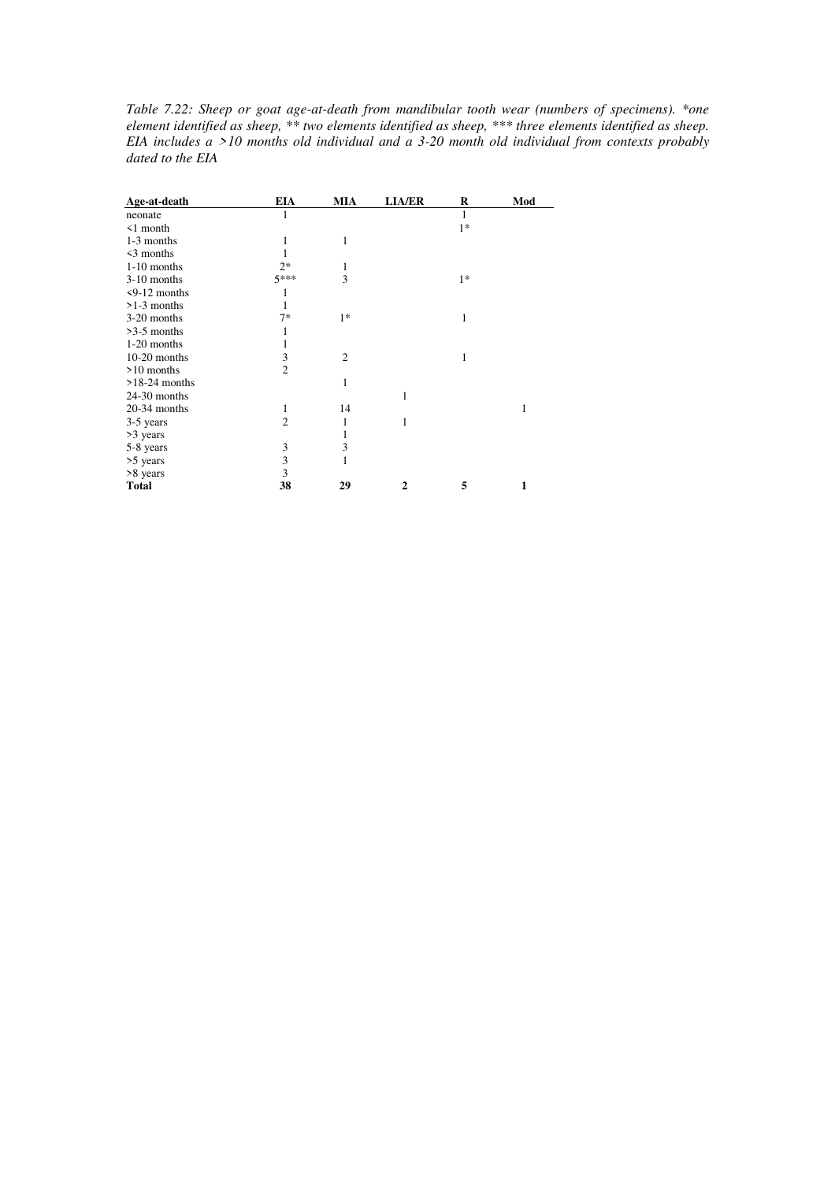*Table 7.22: Sheep or goat age-at-death from mandibular tooth wear (numbers of specimens). *one element identified as sheep, ** two elements identified as sheep, *** three elements identified as sheep. EIA includes a >10 months old individual and a 3-20 month old individual from contexts probably dated to the EIA*

| Age-at-death | EIA | MIA | LIA/ER | R | Mod |
|---|---|---|---|---|---|
| neonate | 1 | | | 1 | |
| <1 month | | | | 1* | |
| 1-3 months | 1 | 1 | | | |
| <3 months | 1 | | | | |
| 1-10 months | 2* | 1 | | | |
| 3-10 months | 5*** | 3 | | 1* | |
| <9-12 months | 1 | | | | |
| >1-3 months | 1 | | | | |
| 3-20 months | 7* | 1* | | 1 | |
| >3-5 months | 1 | | | | |
| 1-20 months | 1 | | | | |
| 10-20 months | 3 | 2 | | 1 | |
| >10 months | 2 | | | | |
| >18-24 months | | 1 | | | |
| 24-30 months | | | 1 | | |
| 20-34 months | 1 | 14 | | | 1 |
| 3-5 years | 2 | 1 | 1 | | |
| >3 years | | 1 | | | |
| 5-8 years | 3 | 3 | | | |
| >5 years | 3 | 1 | | | |
| >8 years | 3 | | | | |
| **Total** | **38** | **29** | **2** | **5** | **1** |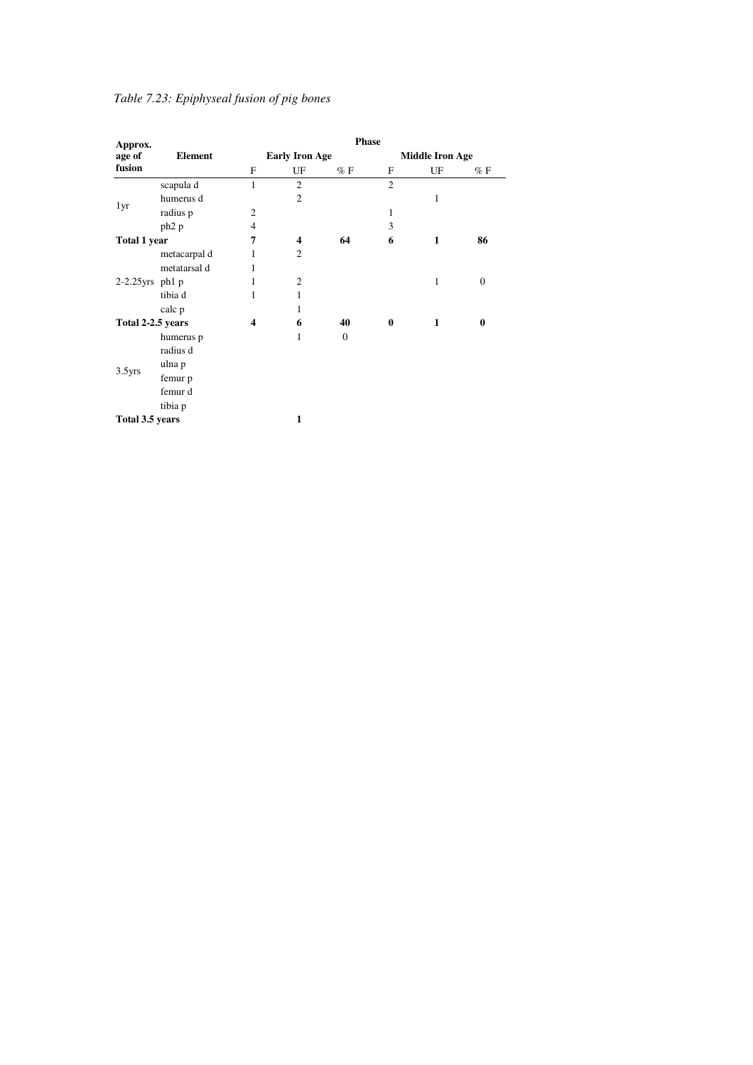*Table 7.23: Epiphyseal fusion of pig bones*

| Approx. age of fusion | Element | Phase | | | | | |
|---|---|---|---|---|---|---|---|
| | | Early Iron Age | | | Middle Iron Age | | |
| | | F | UF | % F | F | UF | % F |
| 1yr | scapula d | 1 | 2 | | 2 | | |
| | humerus d | | 2 | | | 1 | |
| | radius p | 2 | | | 1 | | |
| | ph2 p | 4 | | | 3 | | |
| **Total 1 year** | | **7** | **4** | **64** | **6** | **1** | **86** |
| 2-2.25yrs | metacarpal d | 1 | 2 | | | | |
| | metatarsal d | 1 | | | | | |
| | ph1 p | 1 | 2 | | | 1 | 0 |
| | tibia d | 1 | 1 | | | | |
| | calc p | | 1 | | | | |
| **Total 2-2.5 years** | | **4** | **6** | **40** | **0** | **1** | **0** |
| 3.5yrs | humerus p | | 1 | 0 | | | |
| | radius d | | | | | | |
| | ulna p | | | | | | |
| | femur p | | | | | | |
| | femur d | | | | | | |
| | tibia p | | | | | | |
| **Total 3.5 years** | | | **1** | | | | |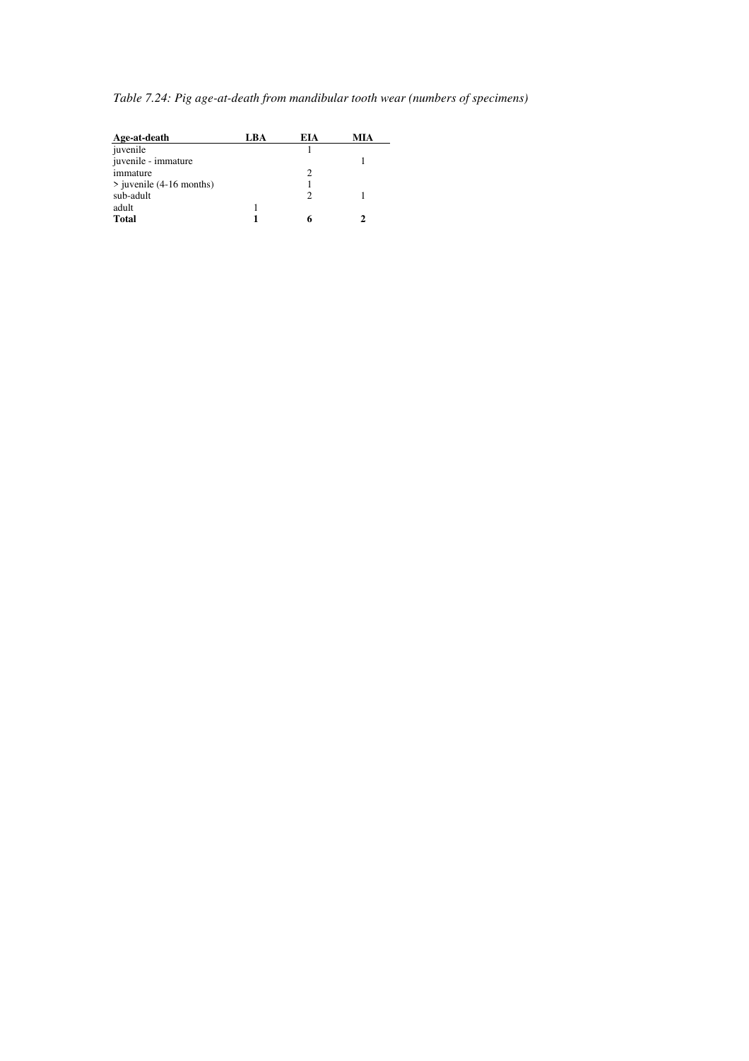*Table 7.24: Pig age-at-death from mandibular tooth wear (numbers of specimens)*

| Age-at-death | LBA | EIA | MIA |
|---|---|---|---|
| juvenile | | 1 | |
| juvenile - immature | | | 1 |
| immature | | 2 | |
| > juvenile (4-16 months) | | 1 | |
| sub-adult | | 2 | 1 |
| adult | 1 | | |
| **Total** | **1** | **6** | **2** |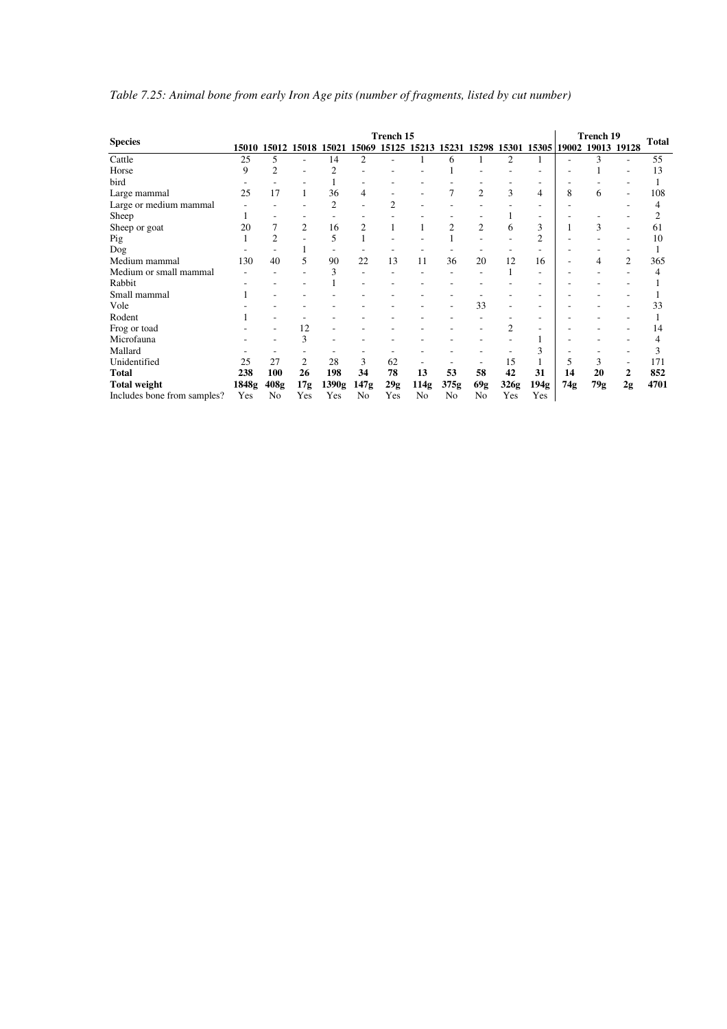*Table 7.25: Animal bone from early Iron Age pits (number of fragments, listed by cut number)*

| Species | Trench 15 | | | | | | | | | | | Trench 19 | | | Total |
|---|---|---|---|---|---|---|---|---|---|---|---|---|---|---|---|
| | 15010 | 15012 | 15018 | 15021 | 15069 | 15125 | 15213 | 15231 | 15298 | 15301 | 15305 | 19002 | 19013 | 19128 | |
| Cattle | 25 | 5 | - | 14 | 2 | - | 1 | 6 | 1 | 2 | 1 | - | 3 | - | 55 |
| Horse | 9 | 2 | - | 2 | - | - | - | 1 | - | - | - | - | 1 | - | 13 |
| bird | - | - | - | 1 | - | - | - | - | - | - | - | - | - | - | 1 |
| Large mammal | 25 | 17 | 1 | 36 | 4 | - | - | 7 | 2 | 3 | 4 | 8 | 6 | - | 108 |
| Large or medium mammal | - | - | - | 2 | - | 2 | - | - | - | - | - | - | - | - | 4 |
| Sheep | 1 | - | - | - | - | - | - | - | - | 1 | - | - | - | - | 2 |
| Sheep or goat | 20 | 7 | 2 | 16 | 2 | 1 | 1 | 2 | 2 | 6 | 3 | 1 | 3 | - | 61 |
| Pig | 1 | 2 | - | 5 | 1 | - | - | 1 | - | - | 2 | - | - | - | 10 |
| Dog | - | - | 1 | - | - | - | - | - | - | - | - | - | - | - | 1 |
| Medium mammal | 130 | 40 | 5 | 90 | 22 | 13 | 11 | 36 | 20 | 12 | 16 | - | 4 | 2 | 365 |
| Medium or small mammal | - | - | - | 3 | - | - | - | - | - | 1 | - | - | - | - | 4 |
| Rabbit | - | - | - | 1 | - | - | - | - | - | - | - | - | - | - | 1 |
| Small mammal | 1 | - | - | - | - | - | - | - | - | - | - | - | - | - | 1 |
| Vole | - | - | - | - | - | - | - | - | 33 | - | - | - | - | - | 33 |
| Rodent | 1 | - | - | - | - | - | - | - | - | - | - | - | - | - | 1 |
| Frog or toad | - | - | 12 | - | - | - | - | - | - | 2 | - | - | - | - | 14 |
| Microfauna | - | - | 3 | - | - | - | - | - | - | - | 1 | - | - | - | 4 |
| Mallard | - | - | - | - | - | - | - | - | - | - | 3 | - | - | - | 3 |
| Unidentified | 25 | 27 | 2 | 28 | 3 | 62 | - | - | - | 15 | 1 | 5 | 3 | - | 171 |
| **Total** | **238** | **100** | **26** | **198** | **34** | **78** | **13** | **53** | **58** | **42** | **31** | **14** | **20** | **2** | **852** |
| **Total weight** | **1848g** | **408g** | **17g** | **1390g** | **147g** | **29g** | **114g** | **375g** | **69g** | **326g** | **194g** | **74g** | **79g** | **2g** | **4701** |
| Includes bone from samples? | Yes | No | Yes | Yes | No | Yes | No | No | No | Yes | Yes | | | | |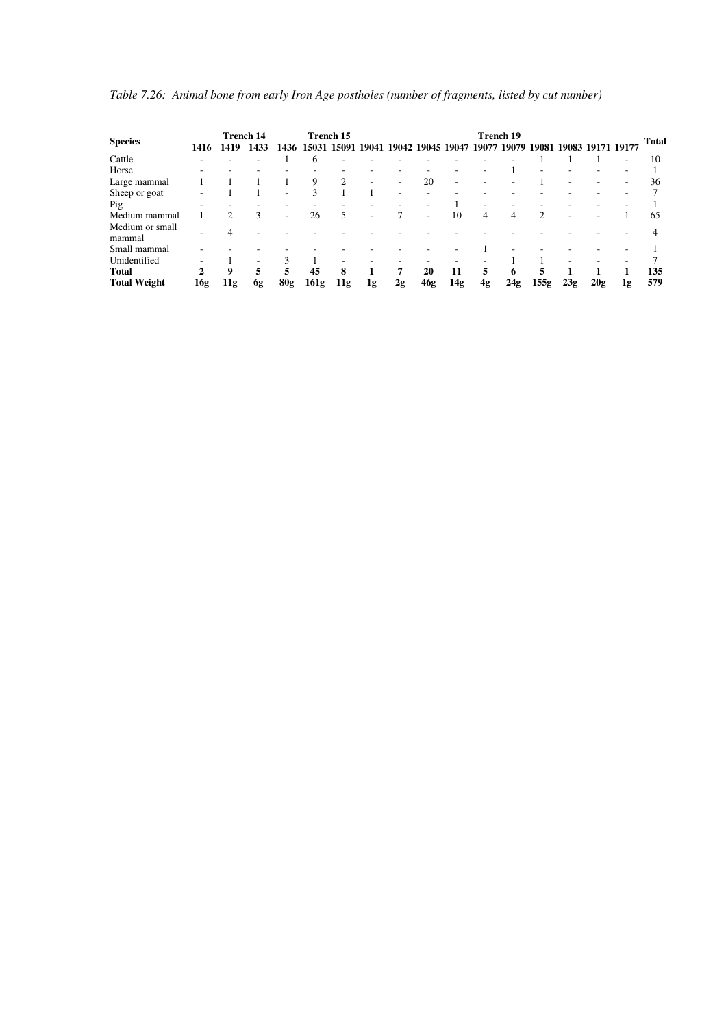*Table 7.26: Animal bone from early Iron Age postholes (number of fragments, listed by cut number)*

| Species | Trench 14 | | | | Trench 15 | | Trench 19 | | | | | | | | | | Total |
|---|---|---|---|---|---|---|---|---|---|---|---|---|---|---|---|---|---|
| | 1416 | 1419 | 1433 | 1436 | 15031 | 15091 | 19041 | 19042 | 19045 | 19047 | 19077 | 19079 | 19081 | 19083 | 19171 | 19177 | |
| Cattle | - | - | - | 1 | 6 | - | - | - | - | - | - | - | 1 | 1 | 1 | - | 10 |
| Horse | - | - | - | - | - | - | - | - | - | - | - | 1 | - | - | - | - | 1 |
| Large mammal | 1 | 1 | 1 | 1 | 9 | 2 | - | - | 20 | - | - | - | 1 | - | - | - | 36 |
| Sheep or goat | - | 1 | 1 | - | 3 | 1 | 1 | - | - | - | - | - | - | - | - | - | 7 |
| Pig | - | - | - | - | - | - | - | - | - | 1 | - | - | - | - | - | - | 1 |
| Medium mammal | 1 | 2 | 3 | - | 26 | 5 | - | 7 | - | 10 | 4 | 4 | 2 | - | - | 1 | 65 |
| Medium or small mammal | - | 4 | - | - | - | - | - | - | - | - | - | - | - | - | - | - | 4 |
| Small mammal | - | - | - | - | - | - | - | - | - | - | 1 | - | - | - | - | - | 1 |
| Unidentified | - | 1 | - | 3 | 1 | - | - | - | - | - | - | 1 | 1 | - | - | - | 7 |
| **Total** | **2** | **9** | **5** | **5** | **45** | **8** | **1** | **7** | **20** | **11** | **5** | **6** | **5** | **1** | **1** | **1** | **135** |
| **Total Weight** | **16g** | **11g** | **6g** | **80g** | **161g** | **11g** | **1g** | **2g** | **46g** | **14g** | **4g** | **24g** | **155g** | **23g** | **20g** | **1g** | **579** |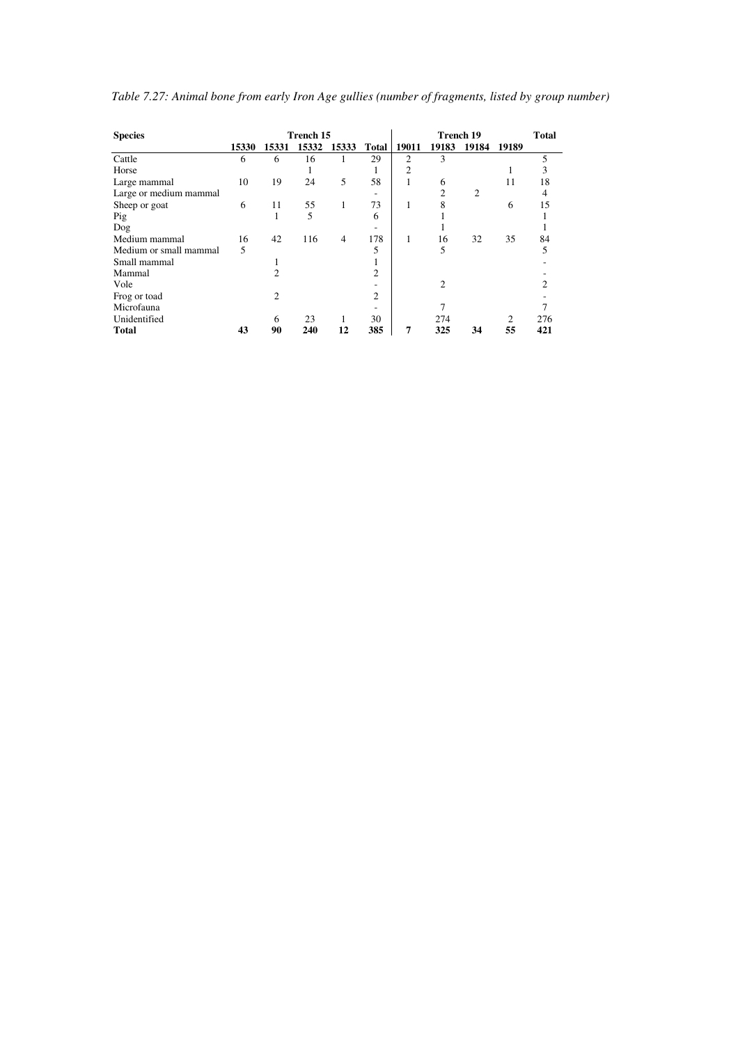*Table 7.27: Animal bone from early Iron Age gullies (number of fragments, listed by group number)*

| Species | Trench 15 | | | | | Trench 19 | | | | Total |
|---|---|---|---|---|---|---|---|---|---|---|
| | 15330 | 15331 | 15332 | 15333 | Total | 19011 | 19183 | 19184 | 19189 | |
| Cattle | 6 | 6 | 16 | 1 | 29 | 2 | 3 | | | 5 |
| Horse | | | 1 | | 1 | 2 | | | 1 | 3 |
| Large mammal | 10 | 19 | 24 | 5 | 58 | 1 | 6 | | 11 | 18 |
| Large or medium mammal | | | | | - | | 2 | 2 | | 4 |
| Sheep or goat | 6 | 11 | 55 | 1 | 73 | 1 | 8 | | 6 | 15 |
| Pig | | 1 | 5 | | 6 | | 1 | | | 1 |
| Dog | | | | | - | | 1 | | | 1 |
| Medium mammal | 16 | 42 | 116 | 4 | 178 | 1 | 16 | 32 | 35 | 84 |
| Medium or small mammal | 5 | | | | 5 | | 5 | | | 5 |
| Small mammal | | 1 | | | 1 | | | | | - |
| Mammal | | 2 | | | 2 | | | | | - |
| Vole | | | | | - | | 2 | | | 2 |
| Frog or toad | | 2 | | | 2 | | | | | - |
| Microfauna | | | | | - | | 7 | | | 7 |
| Unidentified | | 6 | 23 | 1 | 30 | | 274 | | 2 | 276 |
| **Total** | **43** | **90** | **240** | **12** | **385** | **7** | **325** | **34** | **55** | **421** |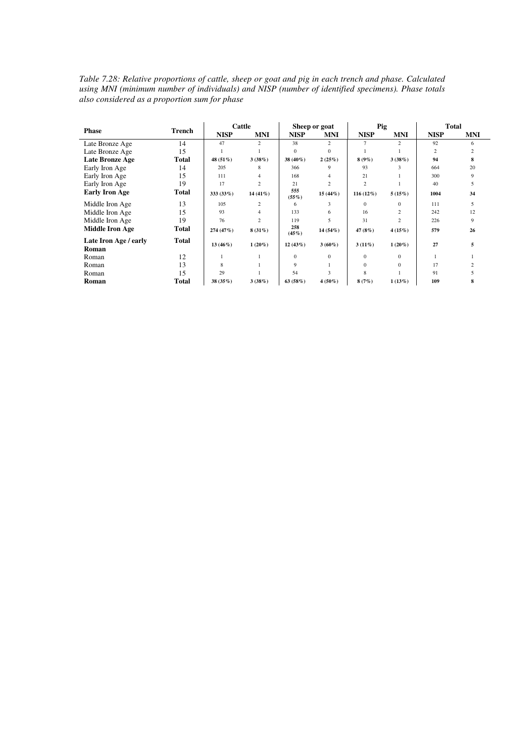*Table 7.28: Relative proportions of cattle, sheep or goat and pig in each trench and phase. Calculated using MNI (minimum number of individuals) and NISP (number of identified specimens). Phase totals also considered as a proportion sum for phase*

| Phase | Trench | Cattle | | Sheep or goat | | Pig | | Total | |
|---|---|---|---|---|---|---|---|---|---|
| | | **NISP** | **MNI** | **NISP** | **MNI** | **NISP** | **MNI** | **NISP** | **MNI** |
| Late Bronze Age | 14 | 47 | 2 | 38 | 2 | 7 | 2 | 92 | 6 |
| Late Bronze Age | 15 | 1 | 1 | 0 | 0 | 1 | 1 | 2 | 2 |
| **Late Bronze Age** | **Total** | **48 (51%)** | **3 (38%)** | **38 (40%)** | **2 (25%)** | **8 (9%)** | **3 (38%)** | **94** | **8** |
| Early Iron Age | 14 | 205 | 8 | 366 | 9 | 93 | 3 | 664 | 20 |
| Early Iron Age | 15 | 111 | 4 | 168 | 4 | 21 | 1 | 300 | 9 |
| Early Iron Age | 19 | 17 | 2 | 21 | 2 | 2 | 1 | 40 | 5 |
| **Early Iron Age** | **Total** | **333 (33%)** | **14 (41%)** | **555 (55%)** | **15 (44%)** | **116 (12%)** | **5 (15%)** | **1004** | **34** |
| Middle Iron Age | 13 | 105 | 2 | 6 | 3 | 0 | 0 | 111 | 5 |
| Middle Iron Age | 15 | 93 | 4 | 133 | 6 | 16 | 2 | 242 | 12 |
| Middle Iron Age | 19 | 76 | 2 | 119 | 5 | 31 | 2 | 226 | 9 |
| **Middle Iron Age** | **Total** | **274 (47%)** | **8 (31%)** | **258 (45%)** | **14 (54%)** | **47 (8%)** | **4 (15%)** | **579** | **26** |
| **Late Iron Age / early Roman** | **Total** | **13 (46%)** | **1 (20%)** | **12 (43%)** | **3 (60%)** | **3 (11%)** | **1 (20%)** | **27** | **5** |
| Roman | 12 | 1 | 1 | 0 | 0 | 0 | 0 | 1 | 1 |
| Roman | 13 | 8 | 1 | 9 | 1 | 0 | 0 | 17 | 2 |
| Roman | 15 | 29 | 1 | 54 | 3 | 8 | 1 | 91 | 5 |
| **Roman** | **Total** | **38 (35%)** | **3 (38%)** | **63 (58%)** | **4 (50%)** | **8 (7%)** | **1 (13%)** | **109** | **8** |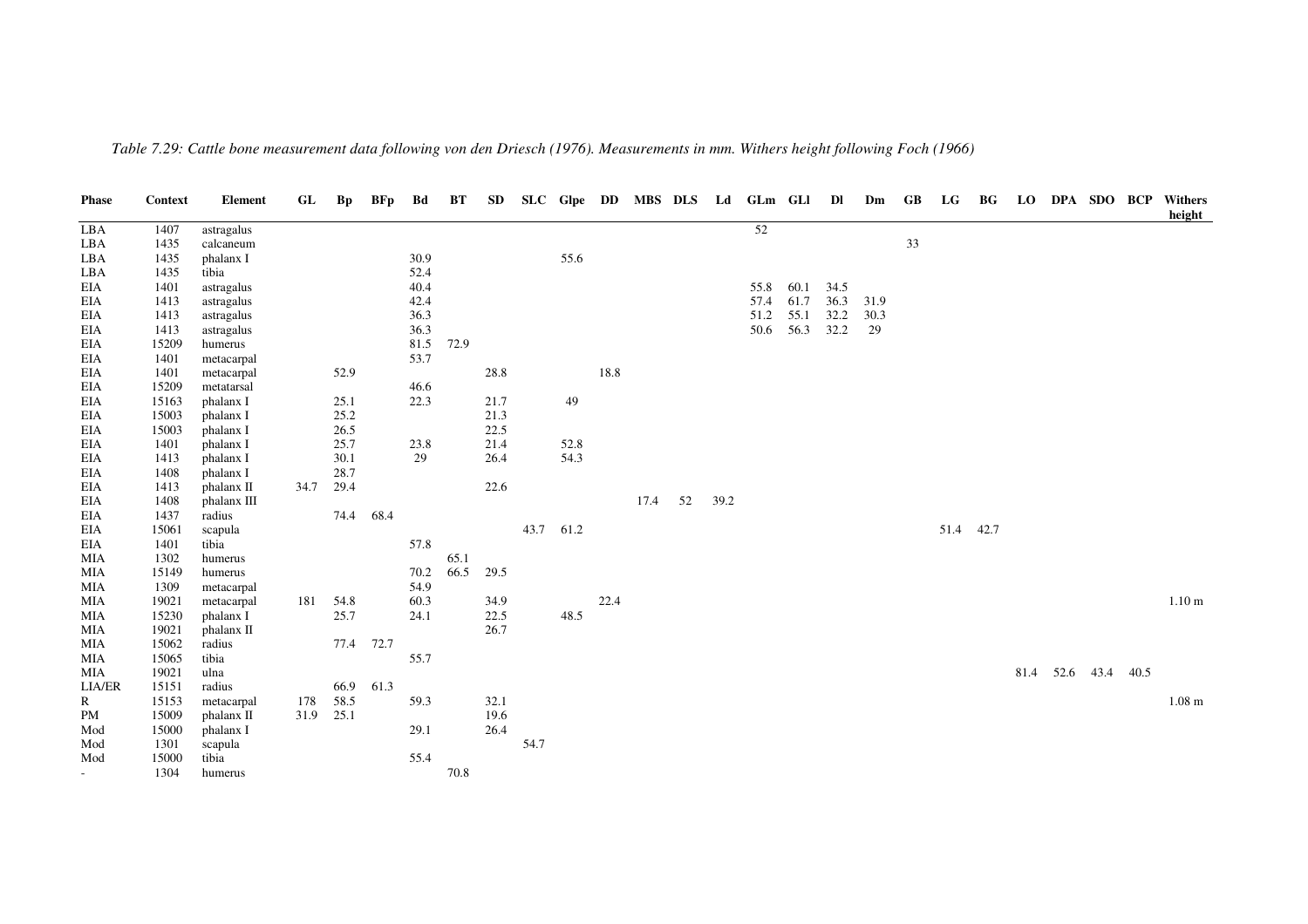*Table 7.29: Cattle bone measurement data following von den Driesch (1976). Measurements in mm. Withers height following Foch (1966)*

| Phase | Context | Element | GL | Bp | BFp | Bd | BT | SD | SLC | Glpe | DD | MBS | DLS | Ld | GLm | GLl | Dl | Dm | GB | LG | BG | LO | DPA | SDO | BCP | Withers height |
|---|---|---|---|---|---|---|---|---|---|---|---|---|---|---|---|---|---|---|---|---|---|---|---|---|---|---|
| LBA | 1407 | astragalus | | | | | | | | | | | | | 52 | | | | | | | | | | | |
| LBA | 1435 | calcaneum | | | | | | | | | | | | | | | | | 33 | | | | | | | |
| LBA | 1435 | phalanx I | | | | 30.9 | | | | 55.6 | | | | | | | | | | | | | | | | |
| LBA | 1435 | tibia | | | | 52.4 | | | | | | | | | | | | | | | | | | | | |
| EIA | 1401 | astragalus | | | | 40.4 | | | | | | | | | 55.8 | 60.1 | 34.5 | | | | | | | | | |
| EIA | 1413 | astragalus | | | | 42.4 | | | | | | | | | 57.4 | 61.7 | 36.3 | 31.9 | | | | | | | | |
| EIA | 1413 | astragalus | | | | 36.3 | | | | | | | | | 51.2 | 55.1 | 32.2 | 30.3 | | | | | | | | |
| EIA | 1413 | astragalus | | | | 36.3 | | | | | | | | | 50.6 | 56.3 | 32.2 | 29 | | | | | | | | |
| EIA | 15209 | humerus | | | | 81.5 | 72.9 | | | | | | | | | | | | | | | | | | | |
| EIA | 1401 | metacarpal | | | | 53.7 | | | | | | | | | | | | | | | | | | | | |
| EIA | 1401 | metacarpal | | 52.9 | | | | 28.8 | | | 18.8 | | | | | | | | | | | | | | | |
| EIA | 15209 | metatarsal | | | | 46.6 | | | | | | | | | | | | | | | | | | | | |
| EIA | 15163 | phalanx I | | 25.1 | | 22.3 | | 21.7 | | 49 | | | | | | | | | | | | | | | | |
| EIA | 15003 | phalanx I | | 25.2 | | | | 21.3 | | | | | | | | | | | | | | | | | | |
| EIA | 15003 | phalanx I | | 26.5 | | | | 22.5 | | | | | | | | | | | | | | | | | | |
| EIA | 1401 | phalanx I | | 25.7 | | 23.8 | | 21.4 | | 52.8 | | | | | | | | | | | | | | | | |
| EIA | 1413 | phalanx I | | 30.1 | | 29 | | 26.4 | | 54.3 | | | | | | | | | | | | | | | | |
| EIA | 1408 | phalanx I | | 28.7 | | | | | | | | | | | | | | | | | | | | | | |
| EIA | 1413 | phalanx II | 34.7 | 29.4 | | | | 22.6 | | | | | | | | | | | | | | | | | | |
| EIA | 1408 | phalanx III | | | | | | | | | | 17.4 | 52 | 39.2 | | | | | | | | | | | | |
| EIA | 1437 | radius | | 74.4 | 68.4 | | | | | | | | | | | | | | | | | | | | | |
| EIA | 15061 | scapula | | | | | | | 43.7 | 61.2 | | | | | | | | | | 51.4 | 42.7 | | | | | |
| EIA | 1401 | tibia | | | | 57.8 | | | | | | | | | | | | | | | | | | | | |
| MIA | 1302 | humerus | | | | | 65.1 | | | | | | | | | | | | | | | | | | | |
| MIA | 15149 | humerus | | | | 70.2 | 66.5 | 29.5 | | | | | | | | | | | | | | | | | | |
| MIA | 1309 | metacarpal | | | | 54.9 | | | | | | | | | | | | | | | | | | | | |
| MIA | 19021 | metacarpal | 181 | 54.8 | | 60.3 | | 34.9 | | | 22.4 | | | | | | | | | | | | | | | 1.10 m |
| MIA | 15230 | phalanx I | | 25.7 | | 24.1 | | 22.5 | | 48.5 | | | | | | | | | | | | | | | | |
| MIA | 19021 | phalanx II | | | | | | 26.7 | | | | | | | | | | | | | | | | | | |
| MIA | 15062 | radius | | 77.4 | 72.7 | | | | | | | | | | | | | | | | | | | | | |
| MIA | 15065 | tibia | | | | 55.7 | | | | | | | | | | | | | | | | | | | | |
| MIA | 19021 | ulna | | | | | | | | | | | | | | | | | | | | 81.4 | 52.6 | 43.4 | 40.5 | |
| LIA/ER | 15151 | radius | | 66.9 | 61.3 | | | | | | | | | | | | | | | | | | | | | |
| R | 15153 | metacarpal | 178 | 58.5 | | 59.3 | | 32.1 | | | | | | | | | | | | | | | | | | 1.08 m |
| PM | 15009 | phalanx II | 31.9 | 25.1 | | | | 19.6 | | | | | | | | | | | | | | | | | | |
| Mod | 15000 | phalanx I | | | | 29.1 | | 26.4 | | | | | | | | | | | | | | | | | | |
| Mod | 1301 | scapula | | | | | | | 54.7 | | | | | | | | | | | | | | | | | |
| Mod | 15000 | tibia | | | | 55.4 | | | | | | | | | | | | | | | | | | | | |
| - | 1304 | humerus | | | | | 70.8 | | | | | | | | | | | | | | | | | | | |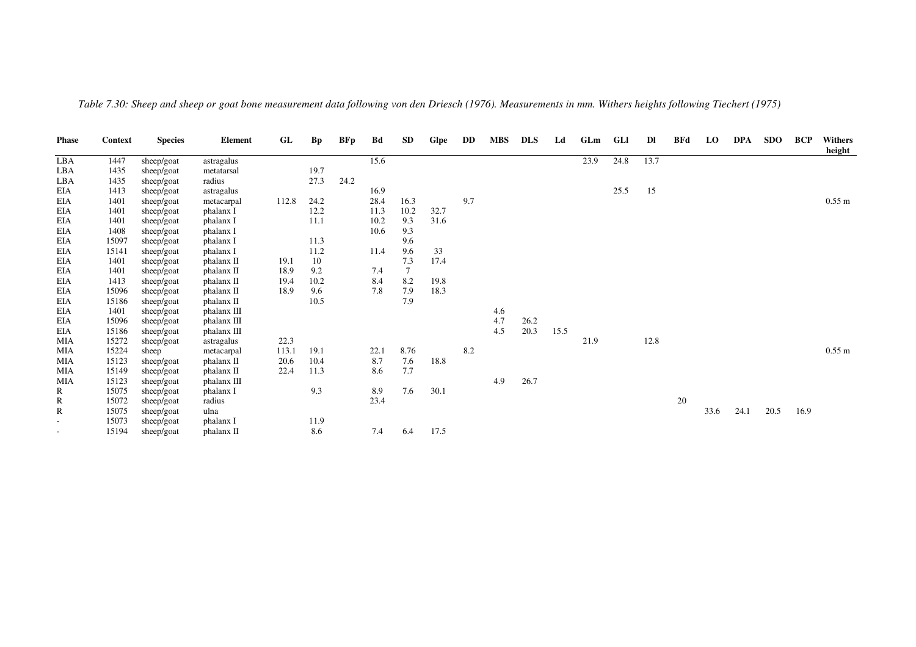*Table 7.30: Sheep and sheep or goat bone measurement data following von den Driesch (1976). Measurements in mm. Withers heights following Tiechert (1975)*

| Phase | Context | Species | Element | GL | Bp | BFp | Bd | SD | Glpe | DD | MBS | DLS | Ld | GLm | GLl | Dl | BFd | LO | DPA | SDO | BCP | Withers height |
|---|---|---|---|---|---|---|---|---|---|---|---|---|---|---|---|---|---|---|---|---|---|---|
| LBA | 1447 | sheep/goat | astragalus | | | | 15.6 | | | | | | | 23.9 | 24.8 | 13.7 | | | | | | |
| LBA | 1435 | sheep/goat | metatarsal | | 19.7 | | | | | | | | | | | | | | | | | |
| LBA | 1435 | sheep/goat | radius | | 27.3 | 24.2 | | | | | | | | | | | | | | | | |
| EIA | 1413 | sheep/goat | astragalus | | | | 16.9 | | | | | | | | 25.5 | 15 | | | | | | |
| EIA | 1401 | sheep/goat | metacarpal | 112.8 | 24.2 | | 28.4 | 16.3 | | 9.7 | | | | | | | | | | | | 0.55 m |
| EIA | 1401 | sheep/goat | phalanx I | | 12.2 | | 11.3 | 10.2 | 32.7 | | | | | | | | | | | | | |
| EIA | 1401 | sheep/goat | phalanx I | | 11.1 | | 10.2 | 9.3 | 31.6 | | | | | | | | | | | | | |
| EIA | 1408 | sheep/goat | phalanx I | | | | 10.6 | 9.3 | | | | | | | | | | | | | | |
| EIA | 15097 | sheep/goat | phalanx I | | 11.3 | | | 9.6 | | | | | | | | | | | | | | |
| EIA | 15141 | sheep/goat | phalanx I | | 11.2 | | 11.4 | 9.6 | 33 | | | | | | | | | | | | | |
| EIA | 1401 | sheep/goat | phalanx II | 19.1 | 10 | | | 7.3 | 17.4 | | | | | | | | | | | | | |
| EIA | 1401 | sheep/goat | phalanx II | 18.9 | 9.2 | | 7.4 | 7 | | | | | | | | | | | | | | |
| EIA | 1413 | sheep/goat | phalanx II | 19.4 | 10.2 | | 8.4 | 8.2 | 19.8 | | | | | | | | | | | | | |
| EIA | 15096 | sheep/goat | phalanx II | 18.9 | 9.6 | | 7.8 | 7.9 | 18.3 | | | | | | | | | | | | | |
| EIA | 15186 | sheep/goat | phalanx II | | 10.5 | | | 7.9 | | | | | | | | | | | | | | |
| EIA | 1401 | sheep/goat | phalanx III | | | | | | | | 4.6 | | | | | | | | | | | |
| EIA | 15096 | sheep/goat | phalanx III | | | | | | | | 4.7 | 26.2 | | | | | | | | | | |
| EIA | 15186 | sheep/goat | phalanx III | | | | | | | | 4.5 | 20.3 | 15.5 | | | | | | | | | |
| MIA | 15272 | sheep/goat | astragalus | 22.3 | | | | | | | | | | 21.9 | | 12.8 | | | | | | |
| MIA | 15224 | sheep | metacarpal | 113.1 | 19.1 | | 22.1 | 8.76 | | 8.2 | | | | | | | | | | | | 0.55 m |
| MIA | 15123 | sheep/goat | phalanx II | 20.6 | 10.4 | | 8.7 | 7.6 | 18.8 | | | | | | | | | | | | | |
| MIA | 15149 | sheep/goat | phalanx II | 22.4 | 11.3 | | 8.6 | 7.7 | | | | | | | | | | | | | | |
| MIA | 15123 | sheep/goat | phalanx III | | | | | | | | 4.9 | 26.7 | | | | | | | | | | |
| R | 15075 | sheep/goat | phalanx I | | 9.3 | | 8.9 | 7.6 | 30.1 | | | | | | | | | | | | | |
| R | 15072 | sheep/goat | radius | | | | 23.4 | | | | | | | | | | 20 | | | | | |
| R | 15075 | sheep/goat | ulna | | | | | | | | | | | | | | | 33.6 | 24.1 | 20.5 | 16.9 | |
| - | 15073 | sheep/goat | phalanx I | | 11.9 | | | | | | | | | | | | | | | | | |
| - | 15194 | sheep/goat | phalanx II | | 8.6 | | 7.4 | 6.4 | 17.5 | | | | | | | | | | | | | |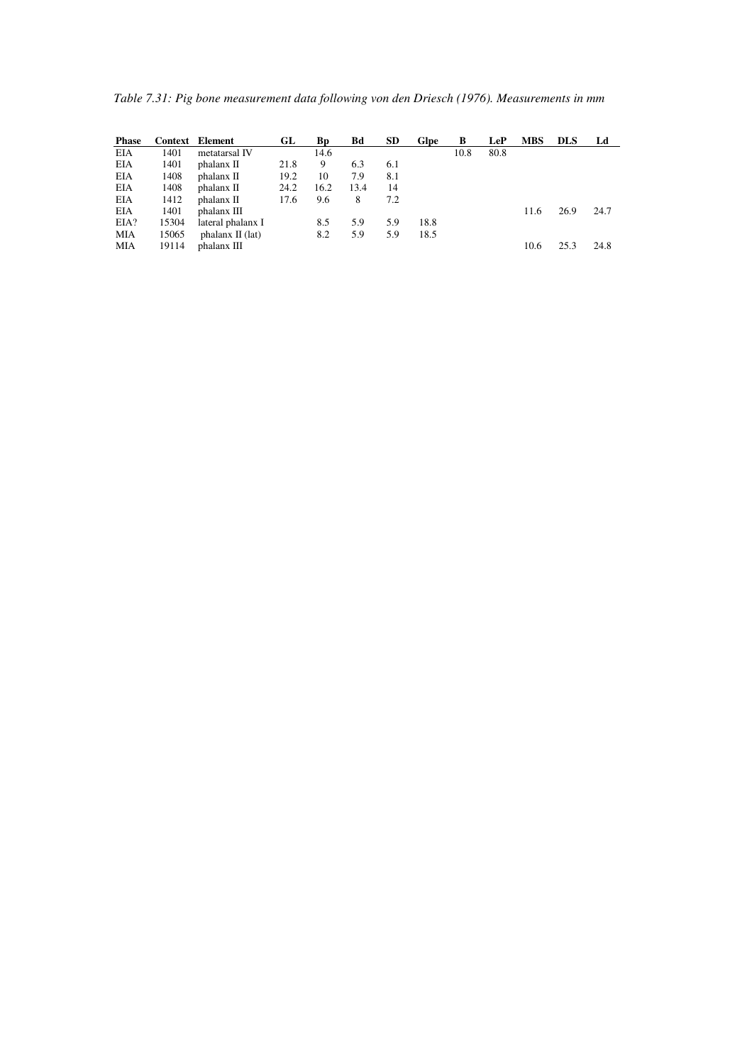*Table 7.31: Pig bone measurement data following von den Driesch (1976). Measurements in mm*

| Phase | Context | Element | GL | Bp | Bd | SD | Glpe | B | LeP | MBS | DLS | Ld |
|---|---|---|---|---|---|---|---|---|---|---|---|---|
| EIA | 1401 | metatarsal IV | | 14.6 | | | | 10.8 | 80.8 | | | |
| EIA | 1401 | phalanx II | 21.8 | 9 | 6.3 | 6.1 | | | | | | |
| EIA | 1408 | phalanx II | 19.2 | 10 | 7.9 | 8.1 | | | | | | |
| EIA | 1408 | phalanx II | 24.2 | 16.2 | 13.4 | 14 | | | | | | |
| EIA | 1412 | phalanx II | 17.6 | 9.6 | 8 | 7.2 | | | | | | |
| EIA | 1401 | phalanx III | | | | | | | | 11.6 | 26.9 | 24.7 |
| EIA? | 15304 | lateral phalanx I | | 8.5 | 5.9 | 5.9 | 18.8 | | | | | |
| MIA | 15065 | phalanx II (lat) | | 8.2 | 5.9 | 5.9 | 18.5 | | | | | |
| MIA | 19114 | phalanx III | | | | | | | | 10.6 | 25.3 | 24.8 |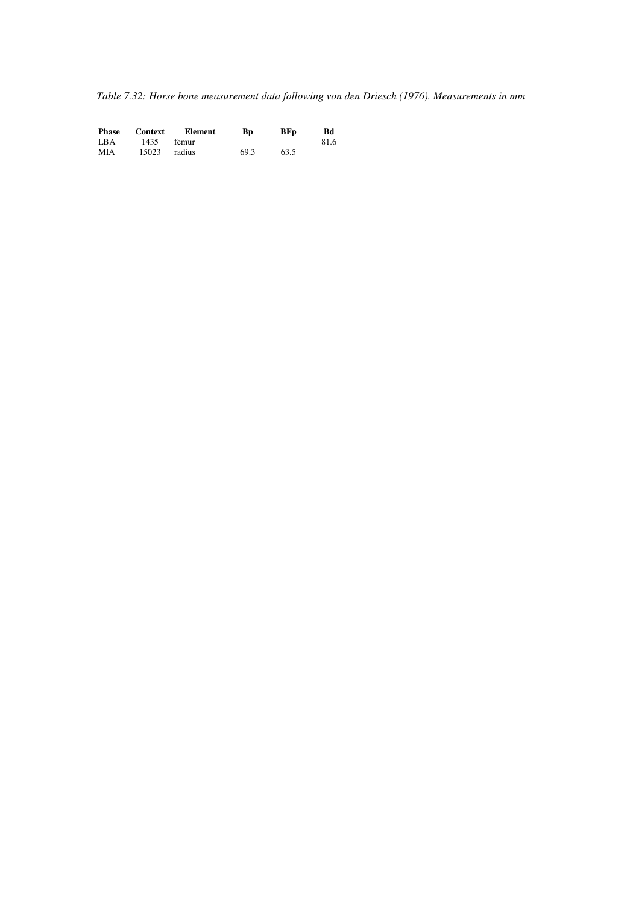*Table 7.32: Horse bone measurement data following von den Driesch (1976). Measurements in mm*

| Phase | Context | Element | Bp | BFp | Bd |
|---|---|---|---|---|---|
| LBA | 1435 | femur | | | 81.6 |
| MIA | 15023 | radius | 69.3 | 63.5 | |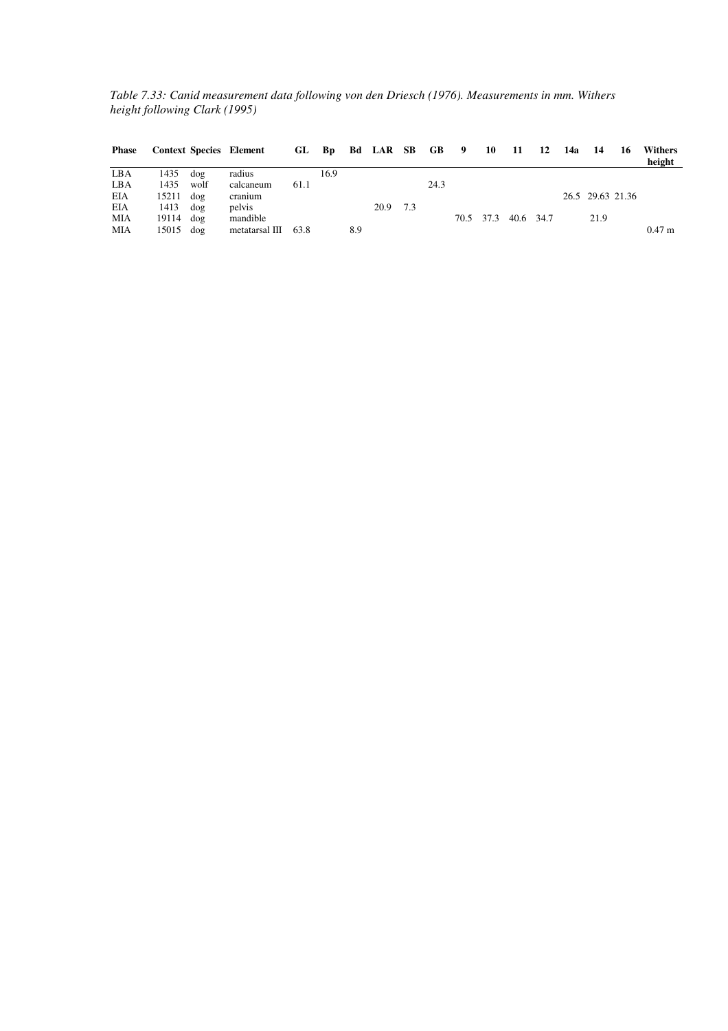*Table 7.33: Canid measurement data following von den Driesch (1976). Measurements in mm. Withers height following Clark (1995)*

| Phase | Context | Species | Element | GL | Bp | Bd | LAR | SB | GB | 9 | 10 | 11 | 12 | 14a | 14 | 16 | Withers height |
|---|---|---|---|---|---|---|---|---|---|---|---|---|---|---|---|---|---|
| LBA | 1435 | dog | radius | | 16.9 | | | | | | | | | | | | |
| LBA | 1435 | wolf | calcaneum | 61.1 | | | | | 24.3 | | | | | | | | |
| EIA | 15211 | dog | cranium | | | | | | | | | | | 26.5 | 29.63 | 21.36 | |
| EIA | 1413 | dog | pelvis | | | | 20.9 | 7.3 | | | | | | | | | |
| MIA | 19114 | dog | mandible | | | | | | | 70.5 | 37.3 | 40.6 | 34.7 | | 21.9 | | |
| MIA | 15015 | dog | metatarsal III | 63.8 | | 8.9 | | | | | | | | | | | 0.47 m |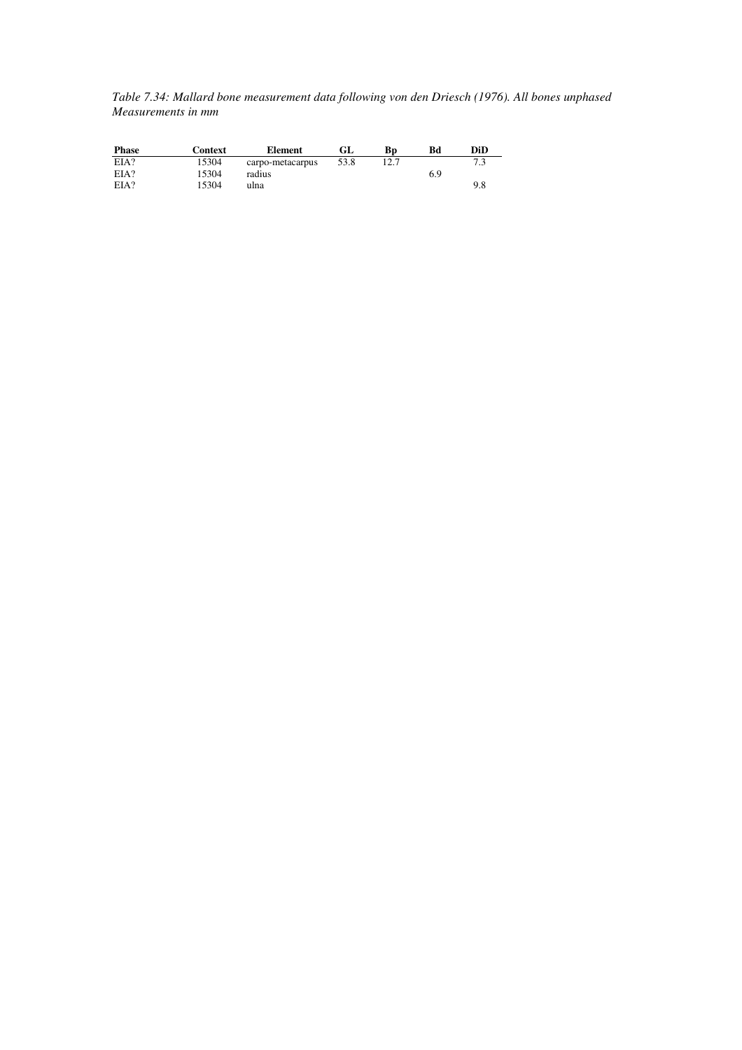*Table 7.34: Mallard bone measurement data following von den Driesch (1976). All bones unphased Measurements in mm*

| Phase | Context | Element | GL | Bp | Bd | DiD |
|---|---|---|---|---|---|---|
| EIA? | 15304 | carpo-metacarpus | 53.8 | 12.7 | | 7.3 |
| EIA? | 15304 | radius | | | 6.9 | |
| EIA? | 15304 | ulna | | | | 9.8 |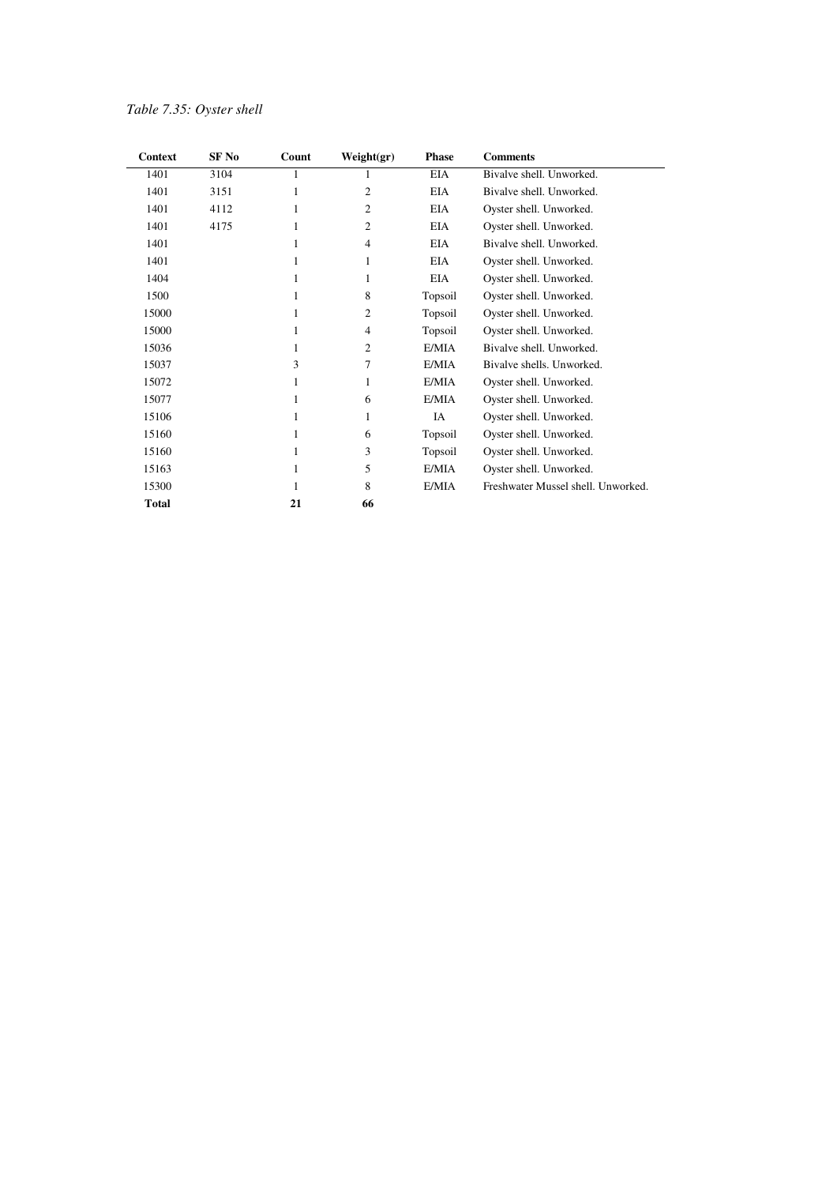*Table 7.35: Oyster shell*

| Context | SF No | Count | Weight(gr) | Phase | Comments |
|---|---|---|---|---|---|
| 1401 | 3104 | 1 | 1 | EIA | Bivalve shell. Unworked. |
| 1401 | 3151 | 1 | 2 | EIA | Bivalve shell. Unworked. |
| 1401 | 4112 | 1 | 2 | EIA | Oyster shell. Unworked. |
| 1401 | 4175 | 1 | 2 | EIA | Oyster shell. Unworked. |
| 1401 | | 1 | 4 | EIA | Bivalve shell. Unworked. |
| 1401 | | 1 | 1 | EIA | Oyster shell. Unworked. |
| 1404 | | 1 | 1 | EIA | Oyster shell. Unworked. |
| 1500 | | 1 | 8 | Topsoil | Oyster shell. Unworked. |
| 15000 | | 1 | 2 | Topsoil | Oyster shell. Unworked. |
| 15000 | | 1 | 4 | Topsoil | Oyster shell. Unworked. |
| 15036 | | 1 | 2 | E/MIA | Bivalve shell. Unworked. |
| 15037 | | 3 | 7 | E/MIA | Bivalve shells. Unworked. |
| 15072 | | 1 | 1 | E/MIA | Oyster shell. Unworked. |
| 15077 | | 1 | 6 | E/MIA | Oyster shell. Unworked. |
| 15106 | | 1 | 1 | IA | Oyster shell. Unworked. |
| 15160 | | 1 | 6 | Topsoil | Oyster shell. Unworked. |
| 15160 | | 1 | 3 | Topsoil | Oyster shell. Unworked. |
| 15163 | | 1 | 5 | E/MIA | Oyster shell. Unworked. |
| 15300 | | 1 | 8 | E/MIA | Freshwater Mussel shell. Unworked. |
| **Total** | | **21** | **66** | | |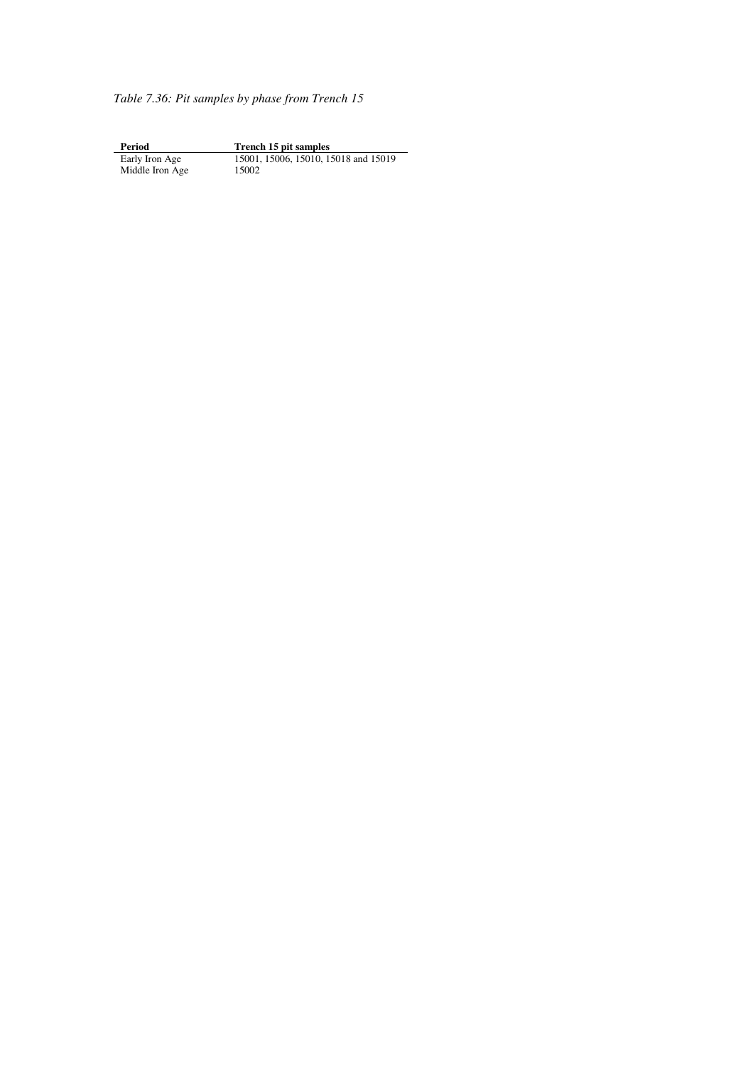*Table 7.36: Pit samples by phase from Trench 15*

| Period | Trench 15 pit samples |
|---|---|
| Early Iron Age | 15001, 15006, 15010, 15018 and 15019 |
| Middle Iron Age | 15002 |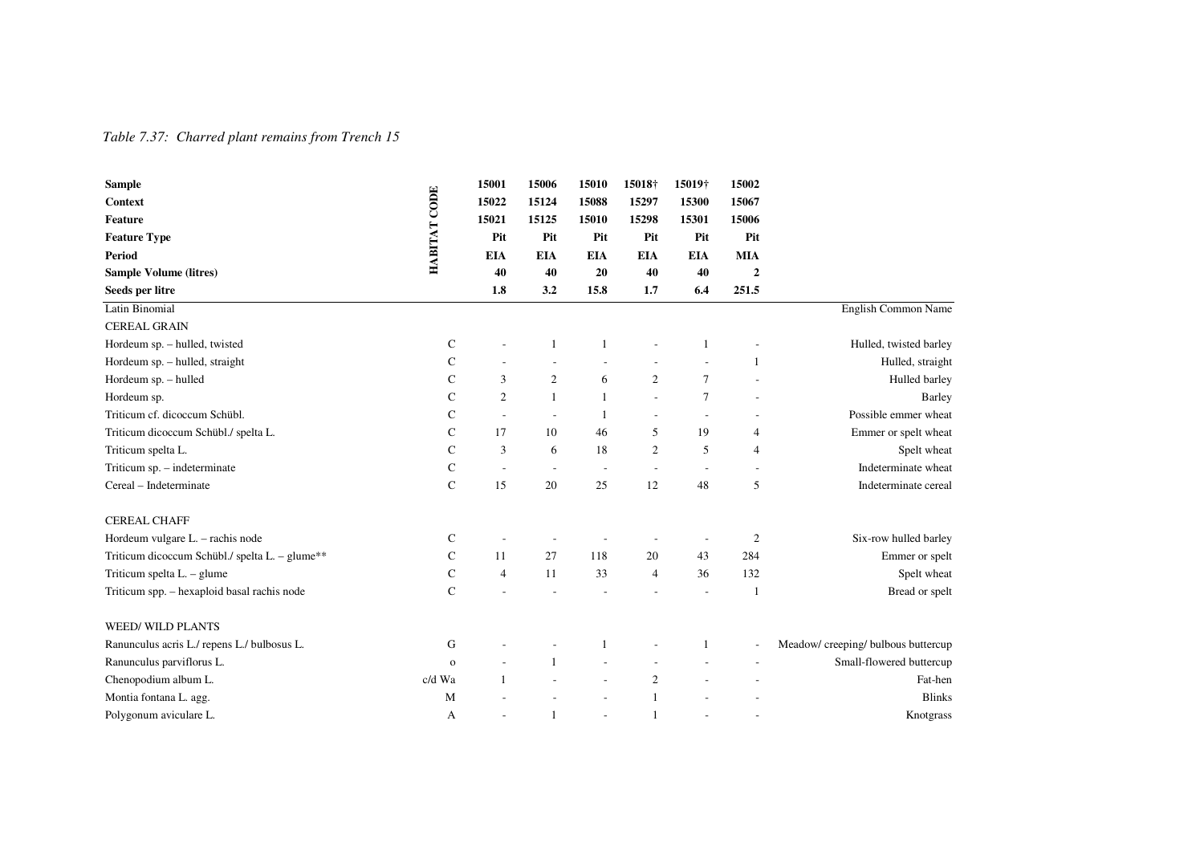*Table 7.37: Charred plant remains from Trench 15*

| Sample | HABITAT CODE | 15001 | 15006 | 15010 | 15018† | 15019† | 15002 | |
|---|---|---|---|---|---|---|---|---|
| **Context** | | **15022** | **15124** | **15088** | **15297** | **15300** | **15067** | |
| **Feature** | | **15021** | **15125** | **15010** | **15298** | **15301** | **15006** | |
| **Feature Type** | | **Pit** | **Pit** | **Pit** | **Pit** | **Pit** | **Pit** | |
| **Period** | | **EIA** | **EIA** | **EIA** | **EIA** | **EIA** | **MIA** | |
| **Sample Volume (litres)** | | **40** | **40** | **20** | **40** | **40** | **2** | |
| **Seeds per litre** | | **1.8** | **3.2** | **15.8** | **1.7** | **6.4** | **251.5** | |
| Latin Binomial | | | | | | | | English Common Name |
| CEREAL GRAIN | | | | | | | | |
| Hordeum sp. – hulled, twisted | C | - | 1 | 1 | - | 1 | - | Hulled, twisted barley |
| Hordeum sp. – hulled, straight | C | - | - | - | - | - | 1 | Hulled, straight |
| Hordeum sp. – hulled | C | 3 | 2 | 6 | 2 | 7 | - | Hulled barley |
| Hordeum sp. | C | 2 | 1 | 1 | - | 7 | - | Barley |
| Triticum cf. dicoccum Schübl. | C | - | - | 1 | - | - | - | Possible emmer wheat |
| Triticum dicoccum Schübl./ spelta L. | C | 17 | 10 | 46 | 5 | 19 | 4 | Emmer or spelt wheat |
| Triticum spelta L. | C | 3 | 6 | 18 | 2 | 5 | 4 | Spelt wheat |
| Triticum sp. – indeterminate | C | - | - | - | - | - | - | Indeterminate wheat |
| Cereal – Indeterminate | C | 15 | 20 | 25 | 12 | 48 | 5 | Indeterminate cereal |
| CEREAL CHAFF | | | | | | | | |
| Hordeum vulgare L. – rachis node | C | - | - | - | - | - | 2 | Six-row hulled barley |
| Triticum dicoccum Schübl./ spelta L. – glume** | C | 11 | 27 | 118 | 20 | 43 | 284 | Emmer or spelt |
| Triticum spelta L. – glume | C | 4 | 11 | 33 | 4 | 36 | 132 | Spelt wheat |
| Triticum spp. – hexaploid basal rachis node | C | - | - | - | - | - | 1 | Bread or spelt |
| WEED/ WILD PLANTS | | | | | | | | |
| Ranunculus acris L./ repens L./ bulbosus L. | G | - | - | 1 | - | 1 | - | Meadow/ creeping/ bulbous buttercup |
| Ranunculus parviflorus L. | o | - | 1 | - | - | - | - | Small-flowered buttercup |
| Chenopodium album L. | c/d Wa | 1 | - | - | 2 | - | - | Fat-hen |
| Montia fontana L. agg. | M | - | - | - | 1 | - | - | Blinks |
| Polygonum aviculare L. | A | - | 1 | - | 1 | - | - | Knotgrass |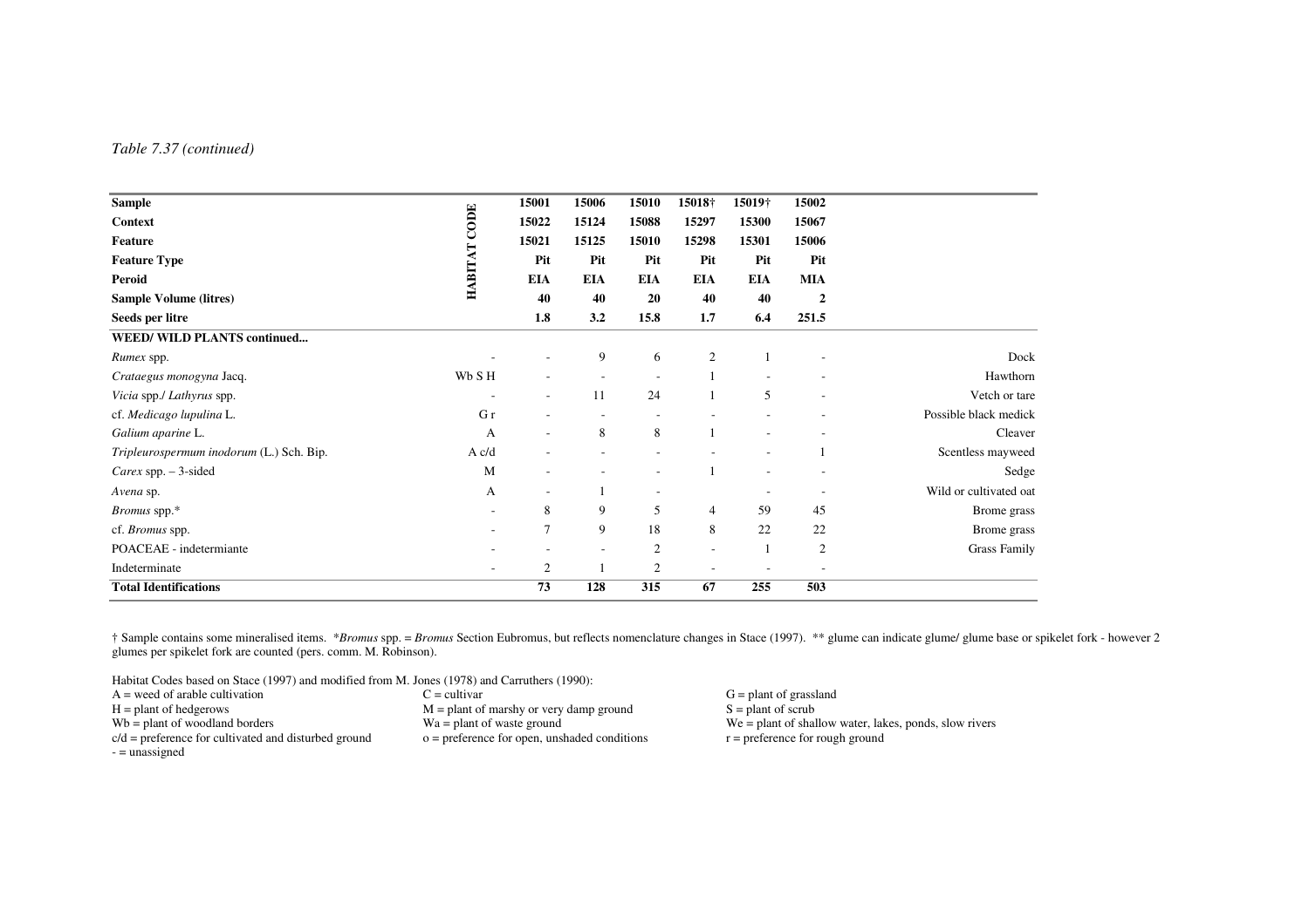*Table 7.37 (continued)*

| **Sample** | **HABITAT CODE** | **15001** | **15006** | **15010** | **15018†** | **15019†** | **15002** | |
|---|---|---|---|---|---|---|---|---|
| **Context** | | **15022** | **15124** | **15088** | **15297** | **15300** | **15067** | |
| **Feature** | | **15021** | **15125** | **15010** | **15298** | **15301** | **15006** | |
| **Feature Type** | | **Pit** | **Pit** | **Pit** | **Pit** | **Pit** | **Pit** | |
| **Peroid** | | **EIA** | **EIA** | **EIA** | **EIA** | **EIA** | **MIA** | |
| **Sample Volume (litres)** | | **40** | **40** | **20** | **40** | **40** | **2** | |
| **Seeds per litre** | | **1.8** | **3.2** | **15.8** | **1.7** | **6.4** | **251.5** | |
| **WEED/ WILD PLANTS continued...** | | | | | | | | |
| *Rumex* spp. | - | - | 9 | 6 | 2 | 1 | - | Dock |
| *Crataegus monogyna* Jacq. | Wb S H | - | - | - | 1 | - | - | Hawthorn |
| *Vicia* spp./ *Lathyrus* spp. | - | - | 11 | 24 | 1 | 5 | - | Vetch or tare |
| cf. *Medicago lupulina* L. | G r | - | - | - | - | - | - | Possible black medick |
| *Galium aparine* L. | A | - | 8 | 8 | 1 | - | - | Cleaver |
| *Tripleurospermum inodorum* (L.) Sch. Bip. | A c/d | - | - | - | - | - | 1 | Scentless mayweed |
| *Carex* spp. – 3-sided | M | - | - | - | 1 | - | - | Sedge |
| *Avena* sp. | A | - | 1 | - | | - | - | Wild or cultivated oat |
| *Bromus* spp.* | - | 8 | 9 | 5 | 4 | 59 | 45 | Brome grass |
| cf. *Bromus* spp. | - | 7 | 9 | 18 | 8 | 22 | 22 | Brome grass |
| POACEAE - indetermiante | - | - | - | 2 | - | 1 | 2 | Grass Family |
| Indeterminate | - | 2 | 1 | 2 | - | - | - | |
| **Total Identifications** | | **73** | **128** | **315** | **67** | **255** | **503** | |

† Sample contains some mineralised items. **Bromus* spp. = *Bromus* Section Eubromus, but reflects nomenclature changes in Stace (1997). ** glume can indicate glume/ glume base or spikelet fork - however 2 glumes per spikelet fork are counted (pers. comm. M. Robinson).

Habitat Codes based on Stace (1997) and modified from M. Jones (1978) and Carruthers (1990):

- A = weed of arable cultivation
- H = plant of hedgerows
- Wb = plant of woodland borders
- c/d = preference for cultivated and disturbed ground
- \- = unassigned
- C = cultivar
- M = plant of marshy or very damp ground
- Wa = plant of waste ground
- o = preference for open, unshaded conditions
- G = plant of grassland
- S = plant of scrub
- We = plant of shallow water, lakes, ponds, slow rivers
- r = preference for rough ground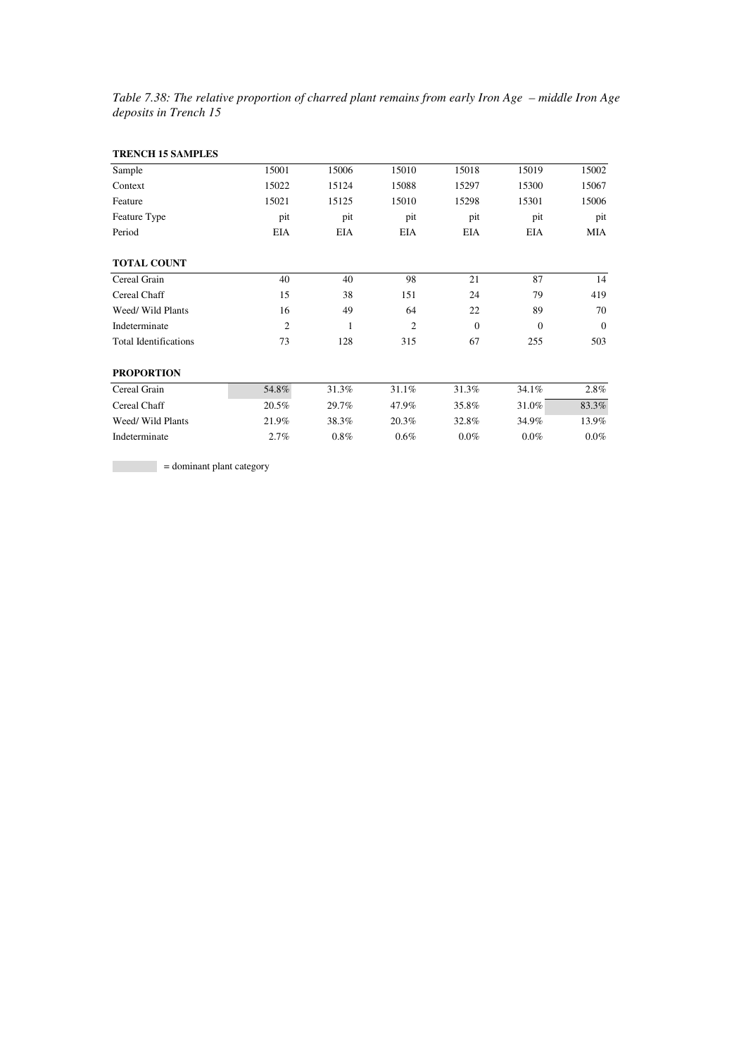*Table 7.38: The relative proportion of charred plant remains from early Iron Age – middle Iron Age deposits in Trench 15*

**TRENCH 15 SAMPLES**

| Sample | 15001 | 15006 | 15010 | 15018 | 15019 | 15002 |
|---|---|---|---|---|---|---|
| Context | 15022 | 15124 | 15088 | 15297 | 15300 | 15067 |
| Feature | 15021 | 15125 | 15010 | 15298 | 15301 | 15006 |
| Feature Type | pit | pit | pit | pit | pit | pit |
| Period | EIA | EIA | EIA | EIA | EIA | MIA |
| **TOTAL COUNT** | | | | | | |
| Cereal Grain | 40 | 40 | 98 | 21 | 87 | 14 |
| Cereal Chaff | 15 | 38 | 151 | 24 | 79 | 419 |
| Weed/ Wild Plants | 16 | 49 | 64 | 22 | 89 | 70 |
| Indeterminate | 2 | 1 | 2 | 0 | 0 | 0 |
| Total Identifications | 73 | 128 | 315 | 67 | 255 | 503 |
| **PROPORTION** | | | | | | |
| Cereal Grain | 54.8% | 31.3% | 31.1% | 31.3% | 34.1% | 2.8% |
| Cereal Chaff | 20.5% | 29.7% | 47.9% | 35.8% | 31.0% | 83.3% |
| Weed/ Wild Plants | 21.9% | 38.3% | 20.3% | 32.8% | 34.9% | 13.9% |
| Indeterminate | 2.7% | 0.8% | 0.6% | 0.0% | 0.0% | 0.0% |

(shaded) = dominant plant category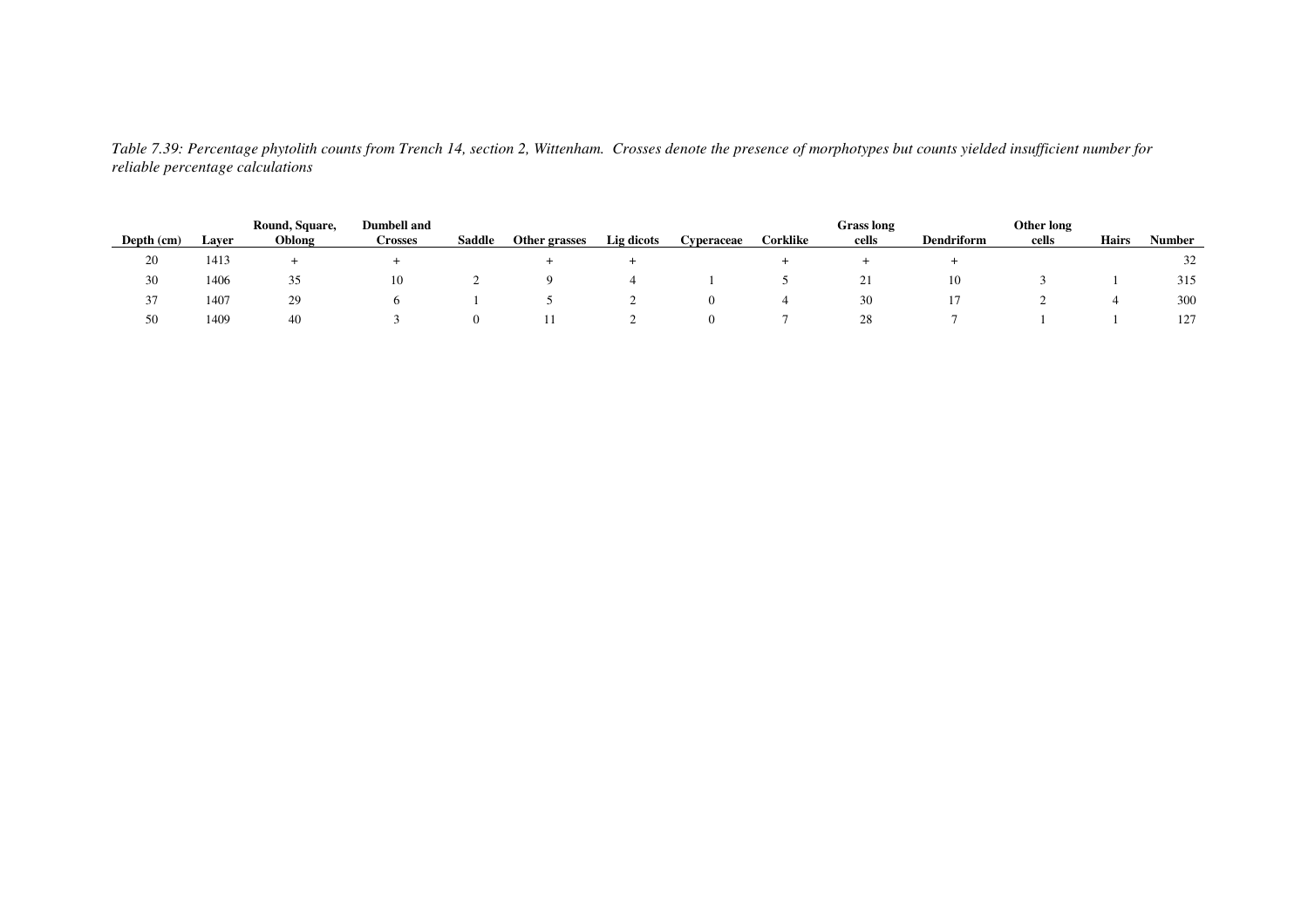*Table 7.39: Percentage phytolith counts from Trench 14, section 2, Wittenham. Crosses denote the presence of morphotypes but counts yielded insufficient number for reliable percentage calculations*

| Depth (cm) | Layer | Round, Square, Oblong | Dumbell and Crosses | Saddle | Other grasses | Lig dicots | Cyperaceae | Corklike | Grass long cells | Dendriform | Other long cells | Hairs | Number |
|---|---|---|---|---|---|---|---|---|---|---|---|---|---|
| 20 | 1413 | + | + | | + | + | | + | + | + | | | 32 |
| 30 | 1406 | 35 | 10 | 2 | 9 | 4 | 1 | 5 | 21 | 10 | 3 | 1 | 315 |
| 37 | 1407 | 29 | 6 | 1 | 5 | 2 | 0 | 4 | 30 | 17 | 2 | 4 | 300 |
| 50 | 1409 | 40 | 3 | 0 | 11 | 2 | 0 | 7 | 28 | 7 | 1 | 1 | 127 |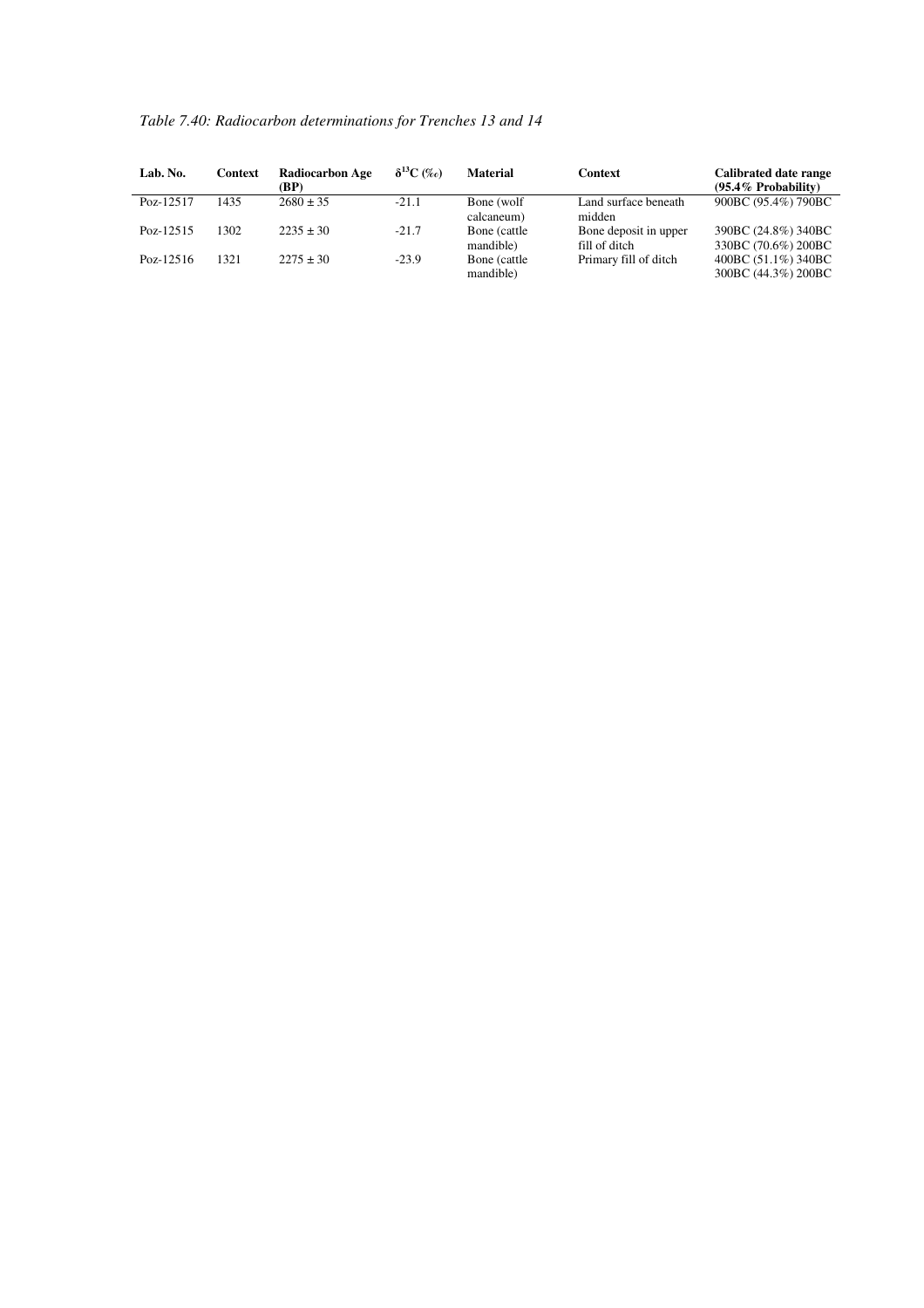*Table 7.40: Radiocarbon determinations for Trenches 13 and 14*

| Lab. No. | Context | Radiocarbon Age (BP) | $\delta^{13}C$ (‰) | Material | Context | Calibrated date range (95.4% Probability) |
|---|---|---|---|---|---|---|
| Poz-12517 | 1435 | 2680 ± 35 | -21.1 | Bone (wolf calcaneum) | Land surface beneath midden | 900BC (95.4%) 790BC |
| Poz-12515 | 1302 | 2235 ± 30 | -21.7 | Bone (cattle mandible) | Bone deposit in upper fill of ditch | 390BC (24.8%) 340BC<br>330BC (70.6%) 200BC |
| Poz-12516 | 1321 | 2275 ± 30 | -23.9 | Bone (cattle mandible) | Primary fill of ditch | 400BC (51.1%) 340BC<br>300BC (44.3%) 200BC |